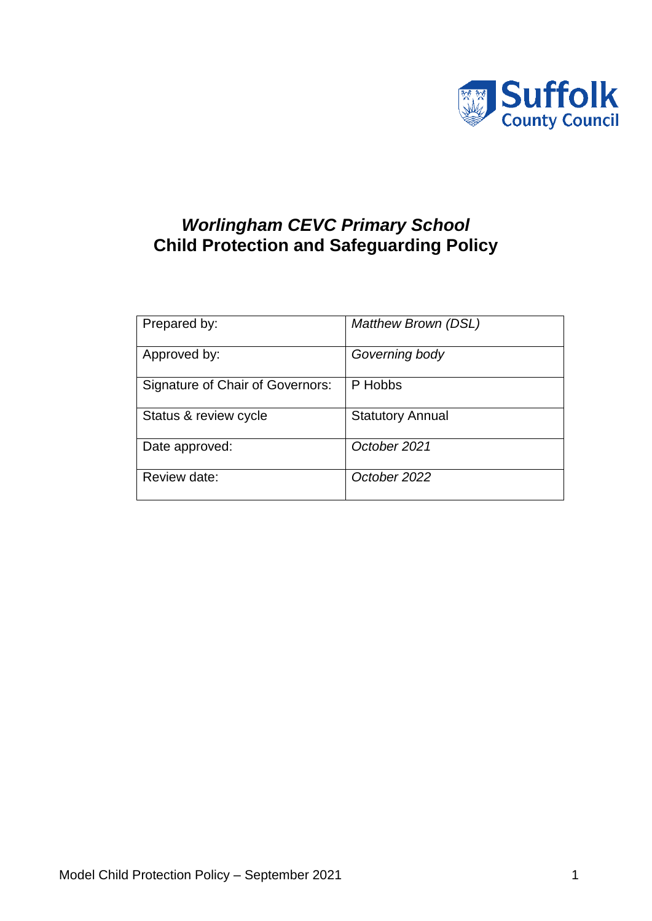Suffolk County Council

# *Worlingham CEVC Primary School*
# Child Protection and Safeguarding Policy

| Prepared by: | *Matthew Brown (DSL)* |
| --- | --- |
| Approved by: | *Governing body* |
| Signature of Chair of Governors: | P Hobbs |
| Status & review cycle | Statutory Annual |
| Date approved: | *October 2021* |
| Review date: | *October 2022* |

Model Child Protection Policy – September 2021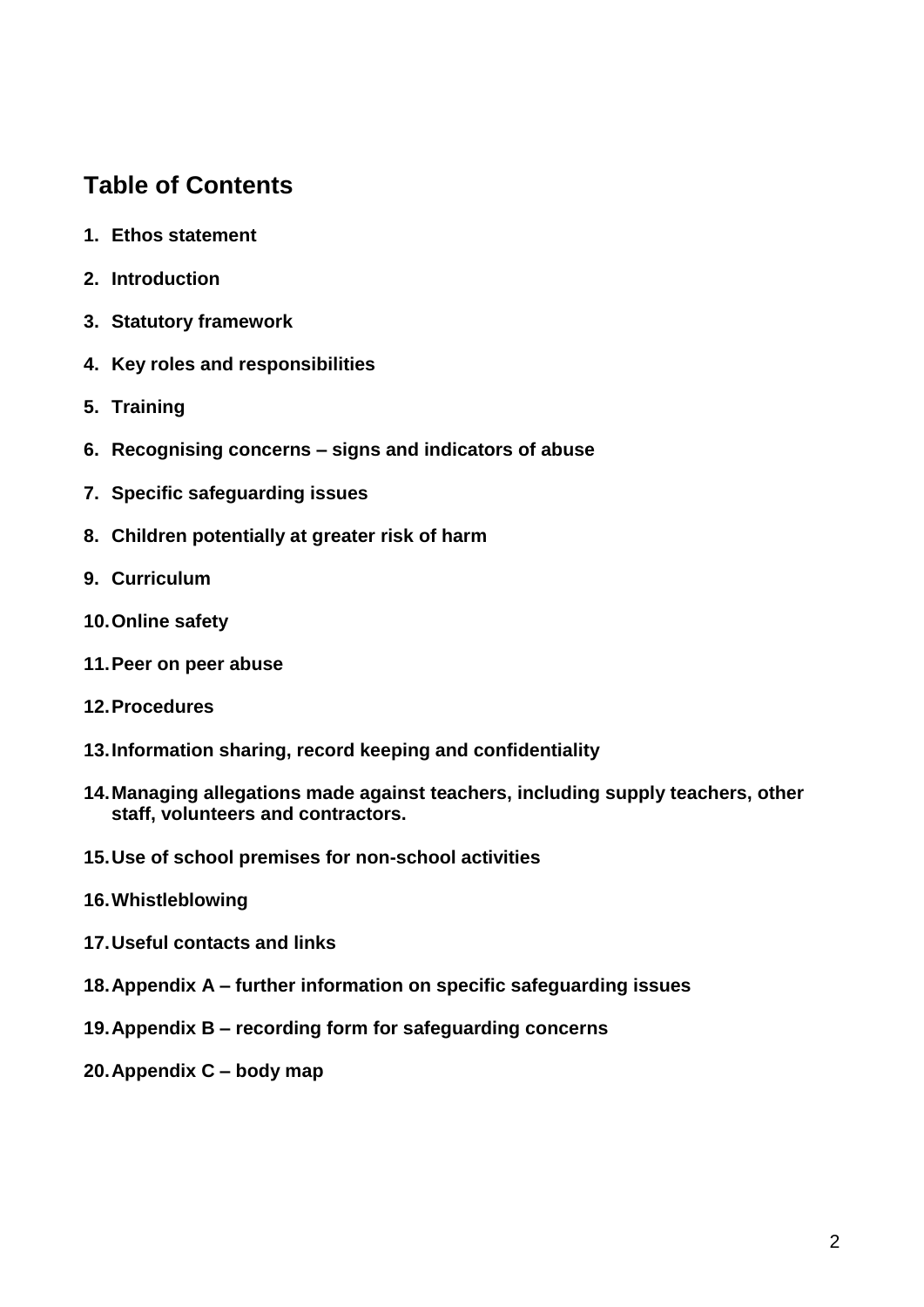## Table of Contents

1. **Ethos statement**
2. **Introduction**
3. **Statutory framework**
4. **Key roles and responsibilities**
5. **Training**
6. **Recognising concerns – signs and indicators of abuse**
7. **Specific safeguarding issues**
8. **Children potentially at greater risk of harm**
9. **Curriculum**
10. **Online safety**
11. **Peer on peer abuse**
12. **Procedures**
13. **Information sharing, record keeping and confidentiality**
14. **Managing allegations made against teachers, including supply teachers, other staff, volunteers and contractors.**
15. **Use of school premises for non-school activities**
16. **Whistleblowing**
17. **Useful contacts and links**
18. **Appendix A – further information on specific safeguarding issues**
19. **Appendix B – recording form for safeguarding concerns**
20. **Appendix C – body map**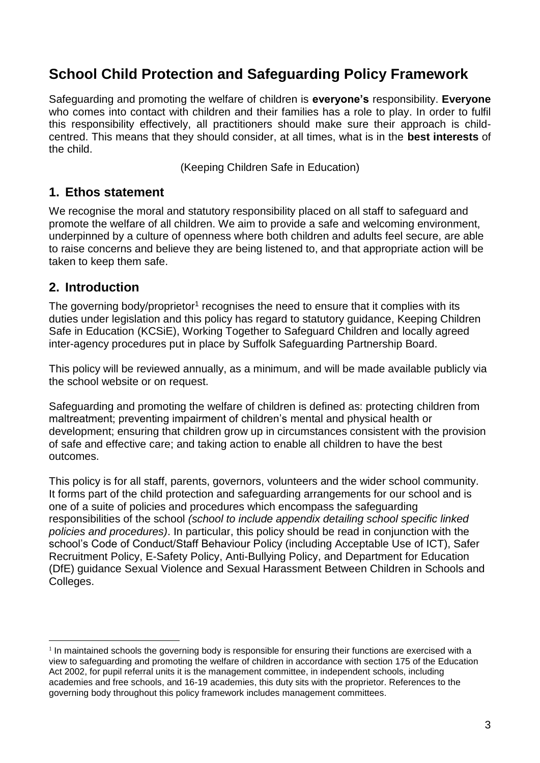# School Child Protection and Safeguarding Policy Framework

Safeguarding and promoting the welfare of children is **everyone's** responsibility. **Everyone** who comes into contact with children and their families has a role to play. In order to fulfil this responsibility effectively, all practitioners should make sure their approach is child-centred. This means that they should consider, at all times, what is in the **best interests** of the child.

(Keeping Children Safe in Education)

## 1. Ethos statement

We recognise the moral and statutory responsibility placed on all staff to safeguard and promote the welfare of all children. We aim to provide a safe and welcoming environment, underpinned by a culture of openness where both children and adults feel secure, are able to raise concerns and believe they are being listened to, and that appropriate action will be taken to keep them safe.

## 2. Introduction

The governing body/proprietor[1] recognises the need to ensure that it complies with its duties under legislation and this policy has regard to statutory guidance, Keeping Children Safe in Education (KCSiE), Working Together to Safeguard Children and locally agreed inter-agency procedures put in place by Suffolk Safeguarding Partnership Board.

This policy will be reviewed annually, as a minimum, and will be made available publicly via the school website or on request.

Safeguarding and promoting the welfare of children is defined as: protecting children from maltreatment; preventing impairment of children's mental and physical health or development; ensuring that children grow up in circumstances consistent with the provision of safe and effective care; and taking action to enable all children to have the best outcomes.

This policy is for all staff, parents, governors, volunteers and the wider school community. It forms part of the child protection and safeguarding arrangements for our school and is one of a suite of policies and procedures which encompass the safeguarding responsibilities of the school *(school to include appendix detailing school specific linked policies and procedures)*. In particular, this policy should be read in conjunction with the school's Code of Conduct/Staff Behaviour Policy (including Acceptable Use of ICT), Safer Recruitment Policy, E-Safety Policy, Anti-Bullying Policy, and Department for Education (DfE) guidance Sexual Violence and Sexual Harassment Between Children in Schools and Colleges.

[1] In maintained schools the governing body is responsible for ensuring their functions are exercised with a view to safeguarding and promoting the welfare of children in accordance with section 175 of the Education Act 2002, for pupil referral units it is the management committee, in independent schools, including academies and free schools, and 16-19 academies, this duty sits with the proprietor. References to the governing body throughout this policy framework includes management committees.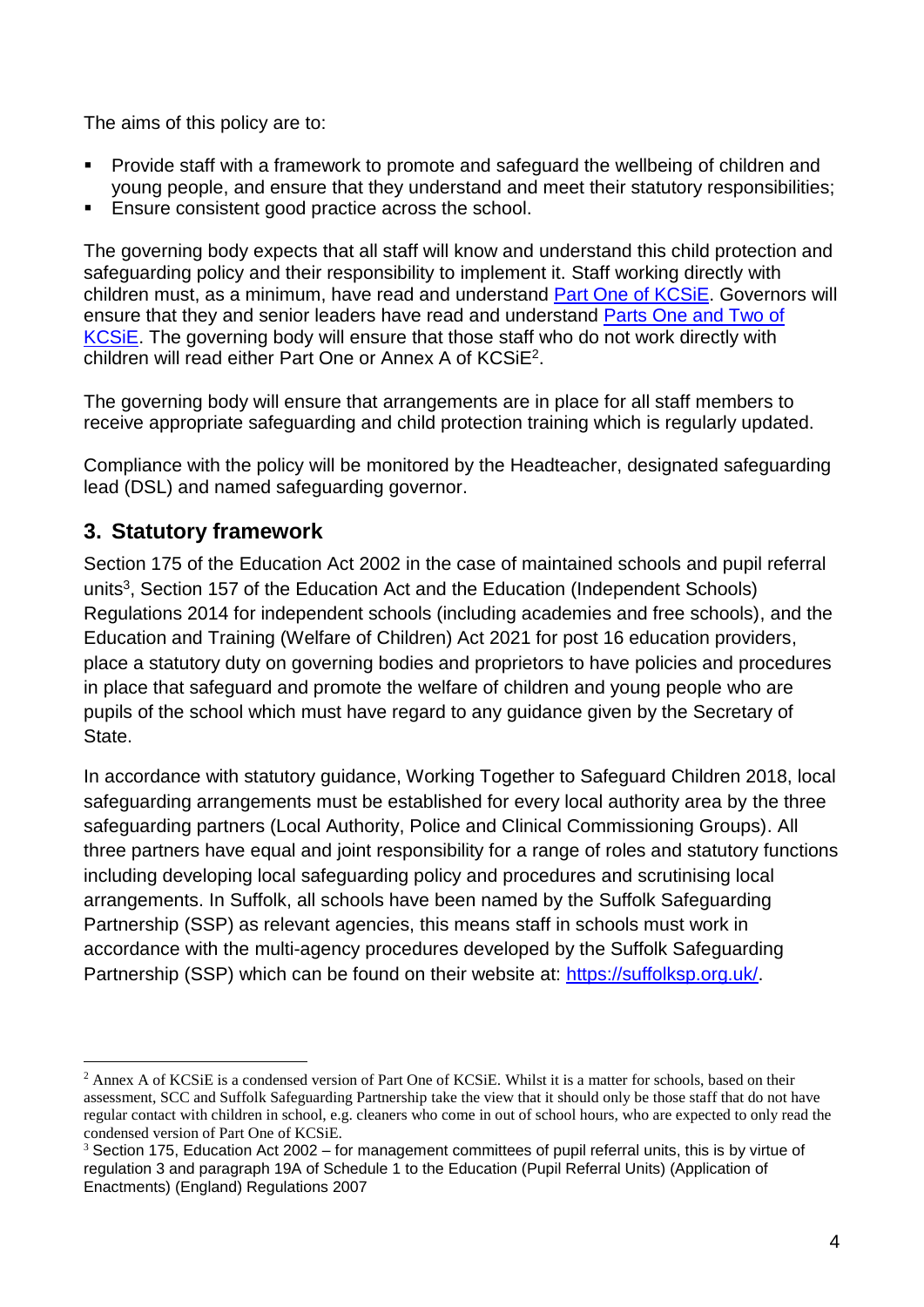The aims of this policy are to:

- Provide staff with a framework to promote and safeguard the wellbeing of children and young people, and ensure that they understand and meet their statutory responsibilities;
- Ensure consistent good practice across the school.

The governing body expects that all staff will know and understand this child protection and safeguarding policy and their responsibility to implement it. Staff working directly with children must, as a minimum, have read and understand [Part One of KCSiE](). Governors will ensure that they and senior leaders have read and understand [Parts One and Two of KCSiE](). The governing body will ensure that those staff who do not work directly with children will read either Part One or Annex A of KCSiE[2].

The governing body will ensure that arrangements are in place for all staff members to receive appropriate safeguarding and child protection training which is regularly updated.

Compliance with the policy will be monitored by the Headteacher, designated safeguarding lead (DSL) and named safeguarding governor.

## 3. Statutory framework

Section 175 of the Education Act 2002 in the case of maintained schools and pupil referral units[3], Section 157 of the Education Act and the Education (Independent Schools) Regulations 2014 for independent schools (including academies and free schools), and the Education and Training (Welfare of Children) Act 2021 for post 16 education providers, place a statutory duty on governing bodies and proprietors to have policies and procedures in place that safeguard and promote the welfare of children and young people who are pupils of the school which must have regard to any guidance given by the Secretary of State.

In accordance with statutory guidance, Working Together to Safeguard Children 2018, local safeguarding arrangements must be established for every local authority area by the three safeguarding partners (Local Authority, Police and Clinical Commissioning Groups). All three partners have equal and joint responsibility for a range of roles and statutory functions including developing local safeguarding policy and procedures and scrutinising local arrangements. In Suffolk, all schools have been named by the Suffolk Safeguarding Partnership (SSP) as relevant agencies, this means staff in schools must work in accordance with the multi-agency procedures developed by the Suffolk Safeguarding Partnership (SSP) which can be found on their website at: [https://suffolksp.org.uk/](https://suffolksp.org.uk/).

---

[2] Annex A of KCSiE is a condensed version of Part One of KCSiE. Whilst it is a matter for schools, based on their assessment, SCC and Suffolk Safeguarding Partnership take the view that it should only be those staff that do not have regular contact with children in school, e.g. cleaners who come in out of school hours, who are expected to only read the condensed version of Part One of KCSiE.

[3] Section 175, Education Act 2002 – for management committees of pupil referral units, this is by virtue of regulation 3 and paragraph 19A of Schedule 1 to the Education (Pupil Referral Units) (Application of Enactments) (England) Regulations 2007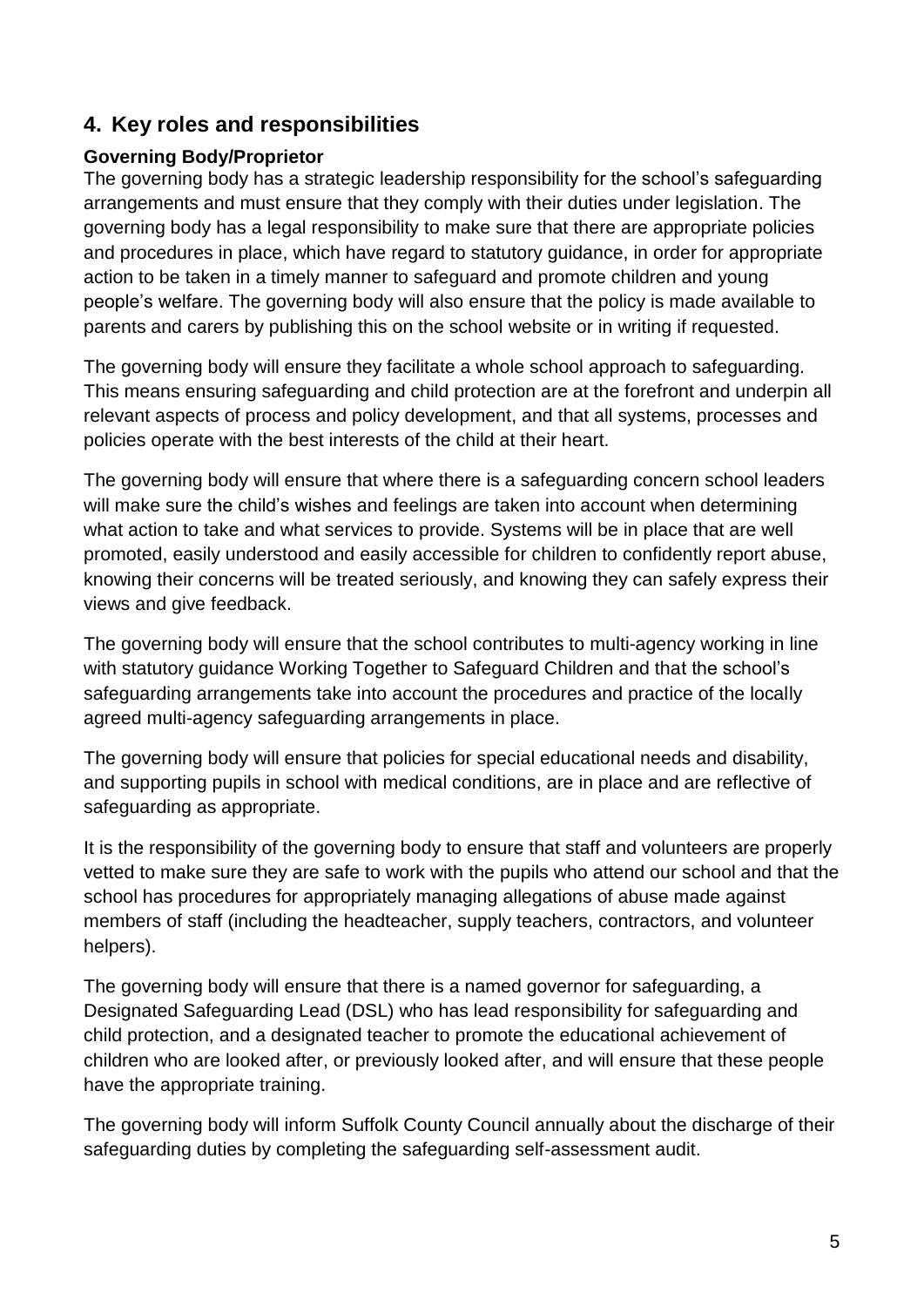## 4. Key roles and responsibilities

### Governing Body/Proprietor

The governing body has a strategic leadership responsibility for the school's safeguarding arrangements and must ensure that they comply with their duties under legislation. The governing body has a legal responsibility to make sure that there are appropriate policies and procedures in place, which have regard to statutory guidance, in order for appropriate action to be taken in a timely manner to safeguard and promote children and young people's welfare. The governing body will also ensure that the policy is made available to parents and carers by publishing this on the school website or in writing if requested.

The governing body will ensure they facilitate a whole school approach to safeguarding. This means ensuring safeguarding and child protection are at the forefront and underpin all relevant aspects of process and policy development, and that all systems, processes and policies operate with the best interests of the child at their heart.

The governing body will ensure that where there is a safeguarding concern school leaders will make sure the child's wishes and feelings are taken into account when determining what action to take and what services to provide. Systems will be in place that are well promoted, easily understood and easily accessible for children to confidently report abuse, knowing their concerns will be treated seriously, and knowing they can safely express their views and give feedback.

The governing body will ensure that the school contributes to multi-agency working in line with statutory guidance Working Together to Safeguard Children and that the school's safeguarding arrangements take into account the procedures and practice of the locally agreed multi-agency safeguarding arrangements in place.

The governing body will ensure that policies for special educational needs and disability, and supporting pupils in school with medical conditions, are in place and are reflective of safeguarding as appropriate.

It is the responsibility of the governing body to ensure that staff and volunteers are properly vetted to make sure they are safe to work with the pupils who attend our school and that the school has procedures for appropriately managing allegations of abuse made against members of staff (including the headteacher, supply teachers, contractors, and volunteer helpers).

The governing body will ensure that there is a named governor for safeguarding, a Designated Safeguarding Lead (DSL) who has lead responsibility for safeguarding and child protection, and a designated teacher to promote the educational achievement of children who are looked after, or previously looked after, and will ensure that these people have the appropriate training.

The governing body will inform Suffolk County Council annually about the discharge of their safeguarding duties by completing the safeguarding self-assessment audit.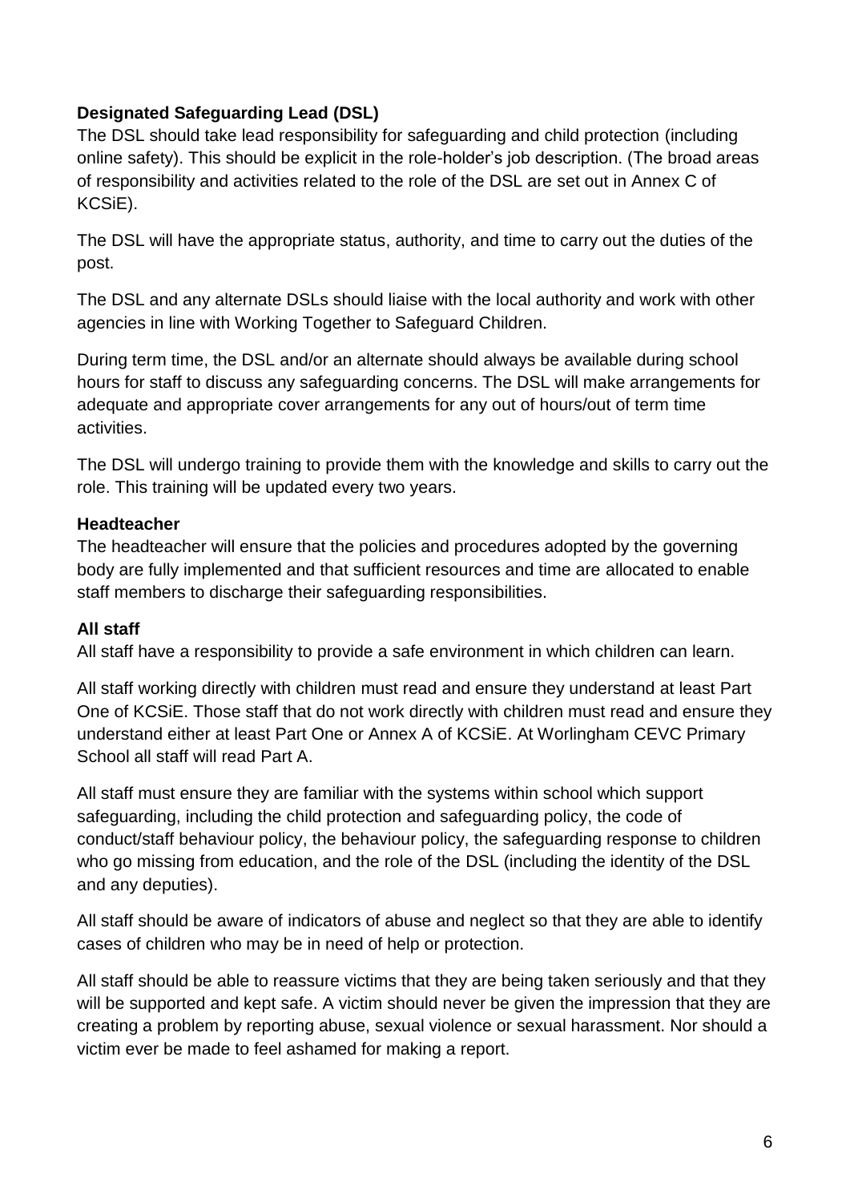**Designated Safeguarding Lead (DSL)**

The DSL should take lead responsibility for safeguarding and child protection (including online safety). This should be explicit in the role-holder's job description. (The broad areas of responsibility and activities related to the role of the DSL are set out in Annex C of KCSiE).

The DSL will have the appropriate status, authority, and time to carry out the duties of the post.

The DSL and any alternate DSLs should liaise with the local authority and work with other agencies in line with Working Together to Safeguard Children.

During term time, the DSL and/or an alternate should always be available during school hours for staff to discuss any safeguarding concerns. The DSL will make arrangements for adequate and appropriate cover arrangements for any out of hours/out of term time activities.

The DSL will undergo training to provide them with the knowledge and skills to carry out the role. This training will be updated every two years.

**Headteacher**

The headteacher will ensure that the policies and procedures adopted by the governing body are fully implemented and that sufficient resources and time are allocated to enable staff members to discharge their safeguarding responsibilities.

**All staff**

All staff have a responsibility to provide a safe environment in which children can learn.

All staff working directly with children must read and ensure they understand at least Part One of KCSiE. Those staff that do not work directly with children must read and ensure they understand either at least Part One or Annex A of KCSiE. At Worlingham CEVC Primary School all staff will read Part A.

All staff must ensure they are familiar with the systems within school which support safeguarding, including the child protection and safeguarding policy, the code of conduct/staff behaviour policy, the behaviour policy, the safeguarding response to children who go missing from education, and the role of the DSL (including the identity of the DSL and any deputies).

All staff should be aware of indicators of abuse and neglect so that they are able to identify cases of children who may be in need of help or protection.

All staff should be able to reassure victims that they are being taken seriously and that they will be supported and kept safe. A victim should never be given the impression that they are creating a problem by reporting abuse, sexual violence or sexual harassment. Nor should a victim ever be made to feel ashamed for making a report.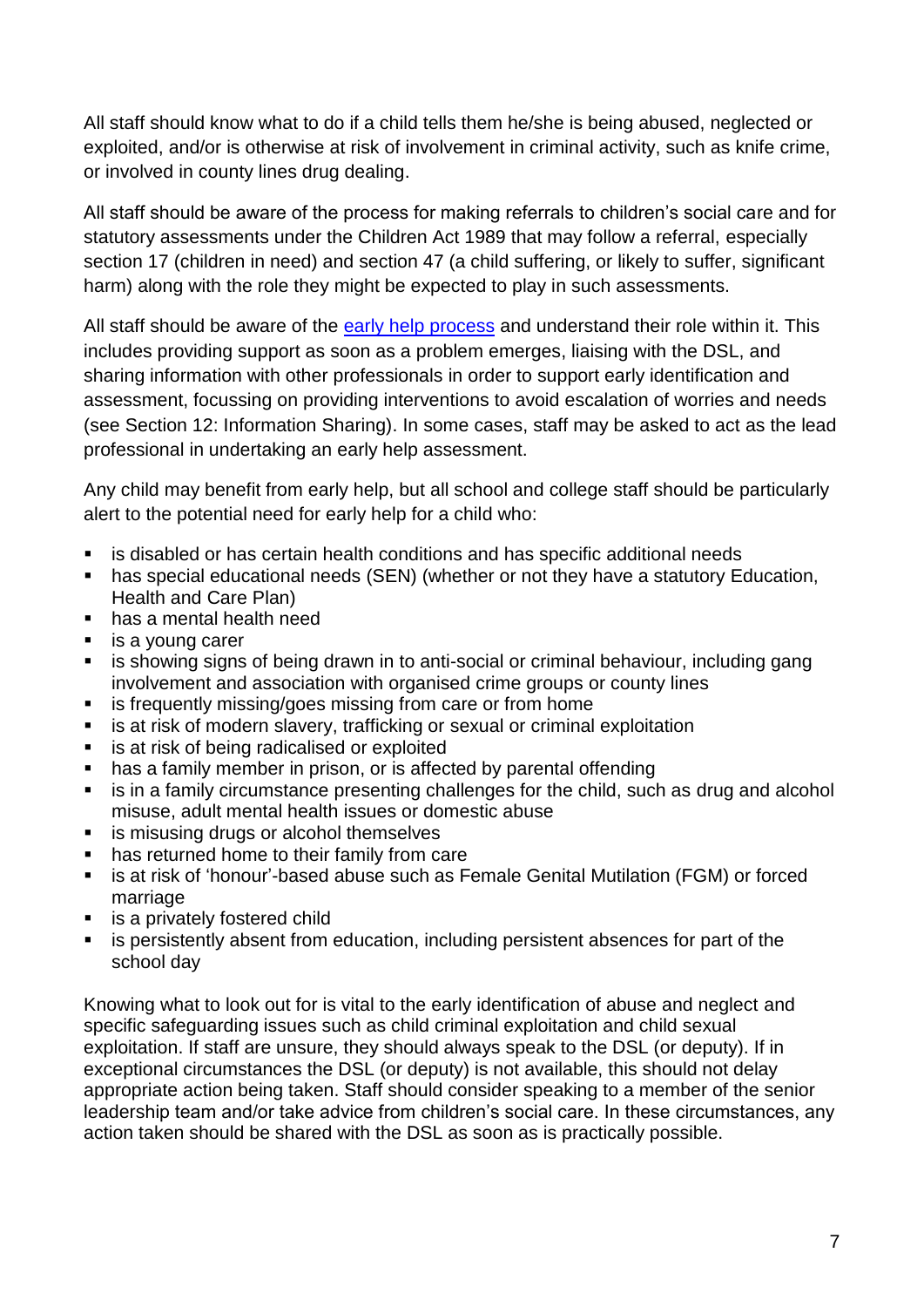All staff should know what to do if a child tells them he/she is being abused, neglected or exploited, and/or is otherwise at risk of involvement in criminal activity, such as knife crime, or involved in county lines drug dealing.

All staff should be aware of the process for making referrals to children's social care and for statutory assessments under the Children Act 1989 that may follow a referral, especially section 17 (children in need) and section 47 (a child suffering, or likely to suffer, significant harm) along with the role they might be expected to play in such assessments.

All staff should be aware of the early help process and understand their role within it. This includes providing support as soon as a problem emerges, liaising with the DSL, and sharing information with other professionals in order to support early identification and assessment, focussing on providing interventions to avoid escalation of worries and needs (see Section 12: Information Sharing). In some cases, staff may be asked to act as the lead professional in undertaking an early help assessment.

Any child may benefit from early help, but all school and college staff should be particularly alert to the potential need for early help for a child who:

- is disabled or has certain health conditions and has specific additional needs
- has special educational needs (SEN) (whether or not they have a statutory Education, Health and Care Plan)
- has a mental health need
- is a young carer
- is showing signs of being drawn in to anti-social or criminal behaviour, including gang involvement and association with organised crime groups or county lines
- is frequently missing/goes missing from care or from home
- is at risk of modern slavery, trafficking or sexual or criminal exploitation
- is at risk of being radicalised or exploited
- has a family member in prison, or is affected by parental offending
- is in a family circumstance presenting challenges for the child, such as drug and alcohol misuse, adult mental health issues or domestic abuse
- is misusing drugs or alcohol themselves
- has returned home to their family from care
- is at risk of 'honour'-based abuse such as Female Genital Mutilation (FGM) or forced marriage
- is a privately fostered child
- is persistently absent from education, including persistent absences for part of the school day

Knowing what to look out for is vital to the early identification of abuse and neglect and specific safeguarding issues such as child criminal exploitation and child sexual exploitation. If staff are unsure, they should always speak to the DSL (or deputy). If in exceptional circumstances the DSL (or deputy) is not available, this should not delay appropriate action being taken. Staff should consider speaking to a member of the senior leadership team and/or take advice from children's social care. In these circumstances, any action taken should be shared with the DSL as soon as is practically possible.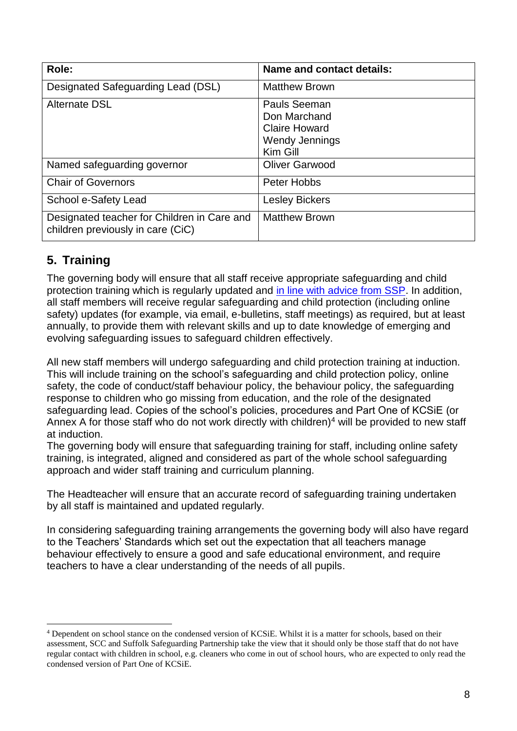| Role: | Name and contact details: |
|---|---|
| Designated Safeguarding Lead (DSL) | Matthew Brown |
| Alternate DSL | Pauls Seeman<br>Don Marchand<br>Claire Howard<br>Wendy Jennings<br>Kim Gill |
| Named safeguarding governor | Oliver Garwood |
| Chair of Governors | Peter Hobbs |
| School e-Safety Lead | Lesley Bickers |
| Designated teacher for Children in Care and children previously in care (CiC) | Matthew Brown |

## 5. Training

The governing body will ensure that all staff receive appropriate safeguarding and child protection training which is regularly updated and in line with advice from SSP. In addition, all staff members will receive regular safeguarding and child protection (including online safety) updates (for example, via email, e-bulletins, staff meetings) as required, but at least annually, to provide them with relevant skills and up to date knowledge of emerging and evolving safeguarding issues to safeguard children effectively.

All new staff members will undergo safeguarding and child protection training at induction. This will include training on the school's safeguarding and child protection policy, online safety, the code of conduct/staff behaviour policy, the behaviour policy, the safeguarding response to children who go missing from education, and the role of the designated safeguarding lead. Copies of the school's policies, procedures and Part One of KCSiE (or Annex A for those staff who do not work directly with children)[4] will be provided to new staff at induction.

The governing body will ensure that safeguarding training for staff, including online safety training, is integrated, aligned and considered as part of the whole school safeguarding approach and wider staff training and curriculum planning.

The Headteacher will ensure that an accurate record of safeguarding training undertaken by all staff is maintained and updated regularly.

In considering safeguarding training arrangements the governing body will also have regard to the Teachers' Standards which set out the expectation that all teachers manage behaviour effectively to ensure a good and safe educational environment, and require teachers to have a clear understanding of the needs of all pupils.

---

[4] Dependent on school stance on the condensed version of KCSiE. Whilst it is a matter for schools, based on their assessment, SCC and Suffolk Safeguarding Partnership take the view that it should only be those staff that do not have regular contact with children in school, e.g. cleaners who come in out of school hours, who are expected to only read the condensed version of Part One of KCSiE.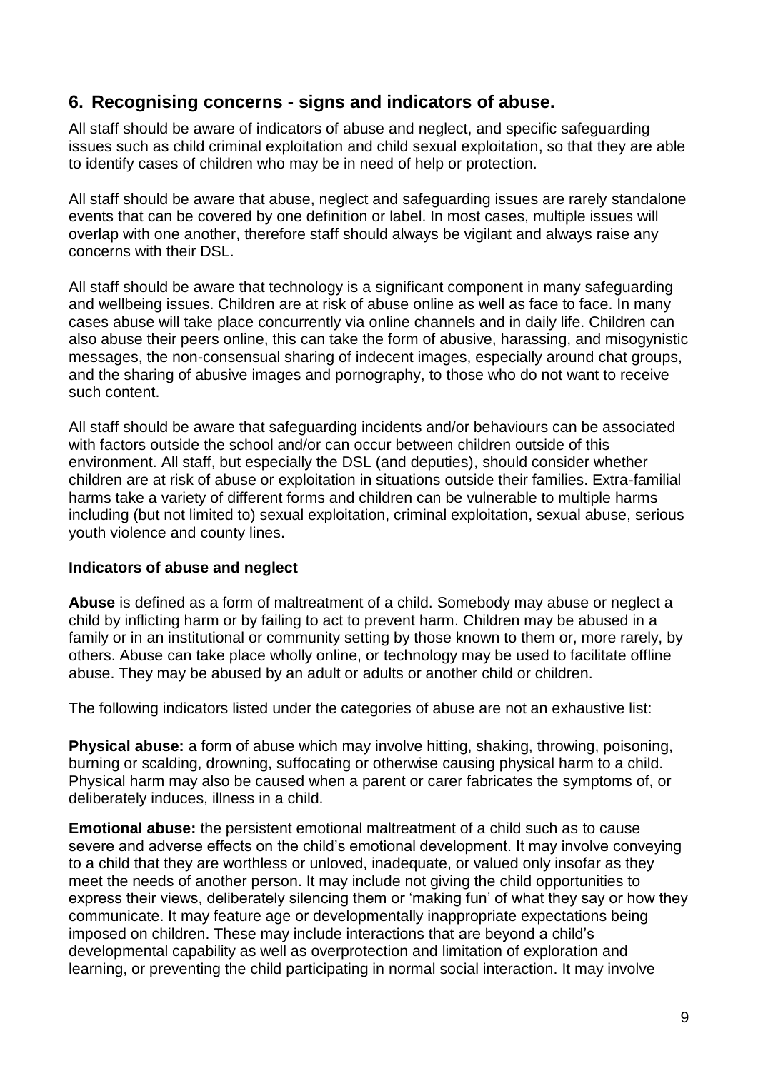## 6. Recognising concerns - signs and indicators of abuse.

All staff should be aware of indicators of abuse and neglect, and specific safeguarding issues such as child criminal exploitation and child sexual exploitation, so that they are able to identify cases of children who may be in need of help or protection.

All staff should be aware that abuse, neglect and safeguarding issues are rarely standalone events that can be covered by one definition or label. In most cases, multiple issues will overlap with one another, therefore staff should always be vigilant and always raise any concerns with their DSL.

All staff should be aware that technology is a significant component in many safeguarding and wellbeing issues. Children are at risk of abuse online as well as face to face. In many cases abuse will take place concurrently via online channels and in daily life. Children can also abuse their peers online, this can take the form of abusive, harassing, and misogynistic messages, the non-consensual sharing of indecent images, especially around chat groups, and the sharing of abusive images and pornography, to those who do not want to receive such content.

All staff should be aware that safeguarding incidents and/or behaviours can be associated with factors outside the school and/or can occur between children outside of this environment. All staff, but especially the DSL (and deputies), should consider whether children are at risk of abuse or exploitation in situations outside their families. Extra-familial harms take a variety of different forms and children can be vulnerable to multiple harms including (but not limited to) sexual exploitation, criminal exploitation, sexual abuse, serious youth violence and county lines.

**Indicators of abuse and neglect**

**Abuse** is defined as a form of maltreatment of a child. Somebody may abuse or neglect a child by inflicting harm or by failing to act to prevent harm. Children may be abused in a family or in an institutional or community setting by those known to them or, more rarely, by others. Abuse can take place wholly online, or technology may be used to facilitate offline abuse. They may be abused by an adult or adults or another child or children.

The following indicators listed under the categories of abuse are not an exhaustive list:

**Physical abuse:** a form of abuse which may involve hitting, shaking, throwing, poisoning, burning or scalding, drowning, suffocating or otherwise causing physical harm to a child. Physical harm may also be caused when a parent or carer fabricates the symptoms of, or deliberately induces, illness in a child.

**Emotional abuse:** the persistent emotional maltreatment of a child such as to cause severe and adverse effects on the child's emotional development. It may involve conveying to a child that they are worthless or unloved, inadequate, or valued only insofar as they meet the needs of another person. It may include not giving the child opportunities to express their views, deliberately silencing them or 'making fun' of what they say or how they communicate. It may feature age or developmentally inappropriate expectations being imposed on children. These may include interactions that are beyond a child's developmental capability as well as overprotection and limitation of exploration and learning, or preventing the child participating in normal social interaction. It may involve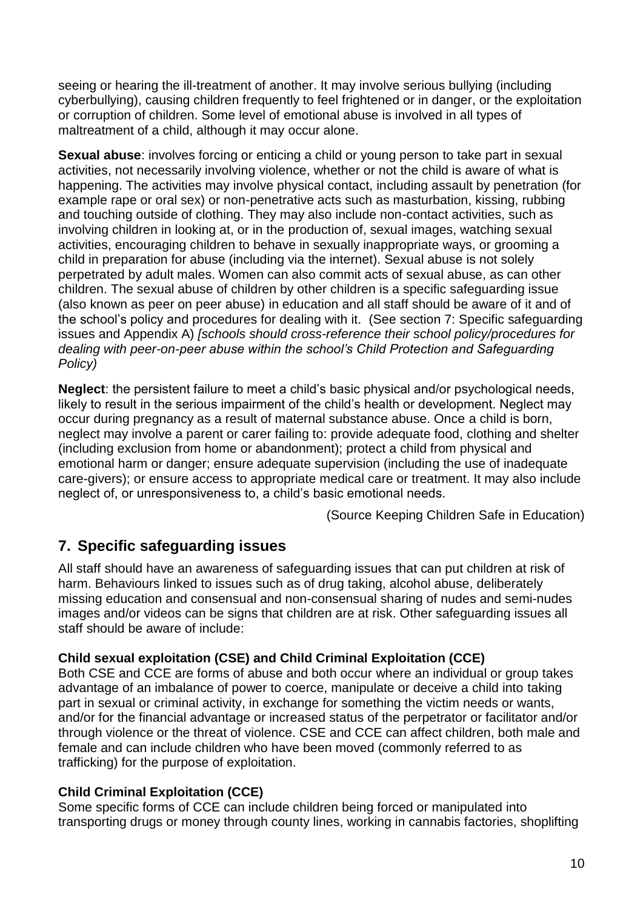seeing or hearing the ill-treatment of another. It may involve serious bullying (including cyberbullying), causing children frequently to feel frightened or in danger, or the exploitation or corruption of children. Some level of emotional abuse is involved in all types of maltreatment of a child, although it may occur alone.

**Sexual abuse**: involves forcing or enticing a child or young person to take part in sexual activities, not necessarily involving violence, whether or not the child is aware of what is happening. The activities may involve physical contact, including assault by penetration (for example rape or oral sex) or non-penetrative acts such as masturbation, kissing, rubbing and touching outside of clothing. They may also include non-contact activities, such as involving children in looking at, or in the production of, sexual images, watching sexual activities, encouraging children to behave in sexually inappropriate ways, or grooming a child in preparation for abuse (including via the internet). Sexual abuse is not solely perpetrated by adult males. Women can also commit acts of sexual abuse, as can other children. The sexual abuse of children by other children is a specific safeguarding issue (also known as peer on peer abuse) in education and all staff should be aware of it and of the school's policy and procedures for dealing with it. (See section 7: Specific safeguarding issues and Appendix A) *[schools should cross-reference their school policy/procedures for dealing with peer-on-peer abuse within the school's Child Protection and Safeguarding Policy)*

**Neglect**: the persistent failure to meet a child's basic physical and/or psychological needs, likely to result in the serious impairment of the child's health or development. Neglect may occur during pregnancy as a result of maternal substance abuse. Once a child is born, neglect may involve a parent or carer failing to: provide adequate food, clothing and shelter (including exclusion from home or abandonment); protect a child from physical and emotional harm or danger; ensure adequate supervision (including the use of inadequate care-givers); or ensure access to appropriate medical care or treatment. It may also include neglect of, or unresponsiveness to, a child's basic emotional needs.

(Source Keeping Children Safe in Education)

## 7. Specific safeguarding issues

All staff should have an awareness of safeguarding issues that can put children at risk of harm. Behaviours linked to issues such as of drug taking, alcohol abuse, deliberately missing education and consensual and non-consensual sharing of nudes and semi-nudes images and/or videos can be signs that children are at risk. Other safeguarding issues all staff should be aware of include:

### Child sexual exploitation (CSE) and Child Criminal Exploitation (CCE)

Both CSE and CCE are forms of abuse and both occur where an individual or group takes advantage of an imbalance of power to coerce, manipulate or deceive a child into taking part in sexual or criminal activity, in exchange for something the victim needs or wants, and/or for the financial advantage or increased status of the perpetrator or facilitator and/or through violence or the threat of violence. CSE and CCE can affect children, both male and female and can include children who have been moved (commonly referred to as trafficking) for the purpose of exploitation.

### Child Criminal Exploitation (CCE)

Some specific forms of CCE can include children being forced or manipulated into transporting drugs or money through county lines, working in cannabis factories, shoplifting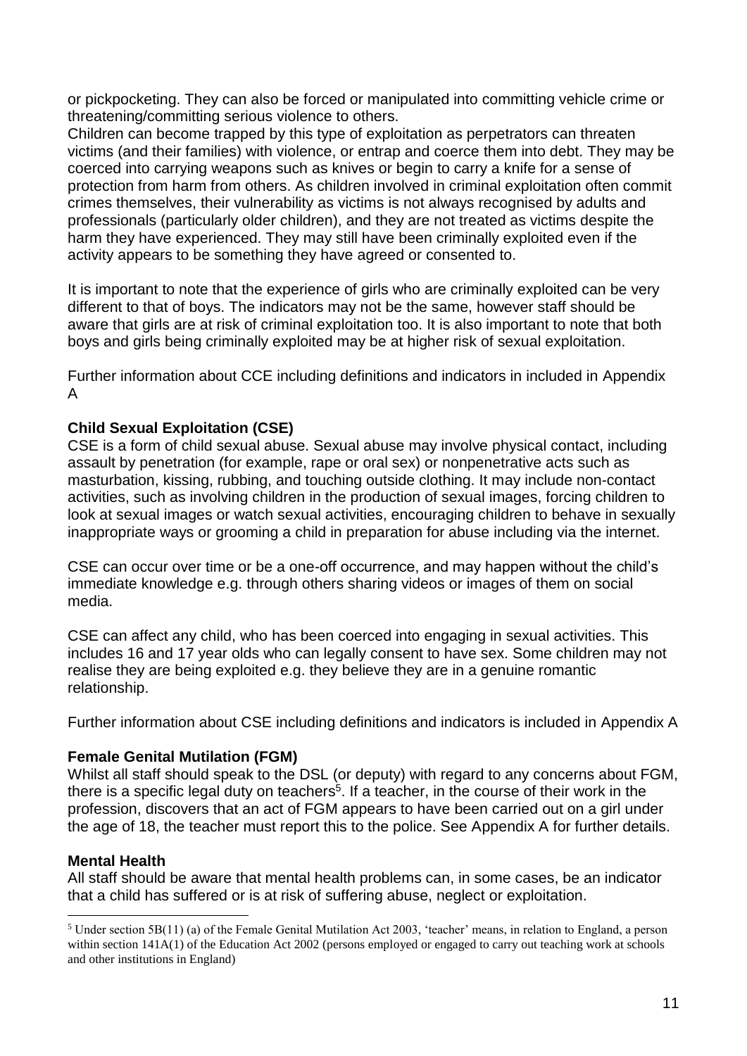or pickpocketing. They can also be forced or manipulated into committing vehicle crime or threatening/committing serious violence to others.
Children can become trapped by this type of exploitation as perpetrators can threaten victims (and their families) with violence, or entrap and coerce them into debt. They may be coerced into carrying weapons such as knives or begin to carry a knife for a sense of protection from harm from others. As children involved in criminal exploitation often commit crimes themselves, their vulnerability as victims is not always recognised by adults and professionals (particularly older children), and they are not treated as victims despite the harm they have experienced. They may still have been criminally exploited even if the activity appears to be something they have agreed or consented to.

It is important to note that the experience of girls who are criminally exploited can be very different to that of boys. The indicators may not be the same, however staff should be aware that girls are at risk of criminal exploitation too. It is also important to note that both boys and girls being criminally exploited may be at higher risk of sexual exploitation.

Further information about CCE including definitions and indicators in included in Appendix A

**Child Sexual Exploitation (CSE)**
CSE is a form of child sexual abuse. Sexual abuse may involve physical contact, including assault by penetration (for example, rape or oral sex) or nonpenetrative acts such as masturbation, kissing, rubbing, and touching outside clothing. It may include non-contact activities, such as involving children in the production of sexual images, forcing children to look at sexual images or watch sexual activities, encouraging children to behave in sexually inappropriate ways or grooming a child in preparation for abuse including via the internet.

CSE can occur over time or be a one-off occurrence, and may happen without the child's immediate knowledge e.g. through others sharing videos or images of them on social media.

CSE can affect any child, who has been coerced into engaging in sexual activities. This includes 16 and 17 year olds who can legally consent to have sex. Some children may not realise they are being exploited e.g. they believe they are in a genuine romantic relationship.

Further information about CSE including definitions and indicators is included in Appendix A

**Female Genital Mutilation (FGM)**
Whilst all staff should speak to the DSL (or deputy) with regard to any concerns about FGM, there is a specific legal duty on teachers[5]. If a teacher, in the course of their work in the profession, discovers that an act of FGM appears to have been carried out on a girl under the age of 18, the teacher must report this to the police. See Appendix A for further details.

**Mental Health**
All staff should be aware that mental health problems can, in some cases, be an indicator that a child has suffered or is at risk of suffering abuse, neglect or exploitation.

[5] Under section 5B(11) (a) of the Female Genital Mutilation Act 2003, 'teacher' means, in relation to England, a person within section 141A(1) of the Education Act 2002 (persons employed or engaged to carry out teaching work at schools and other institutions in England)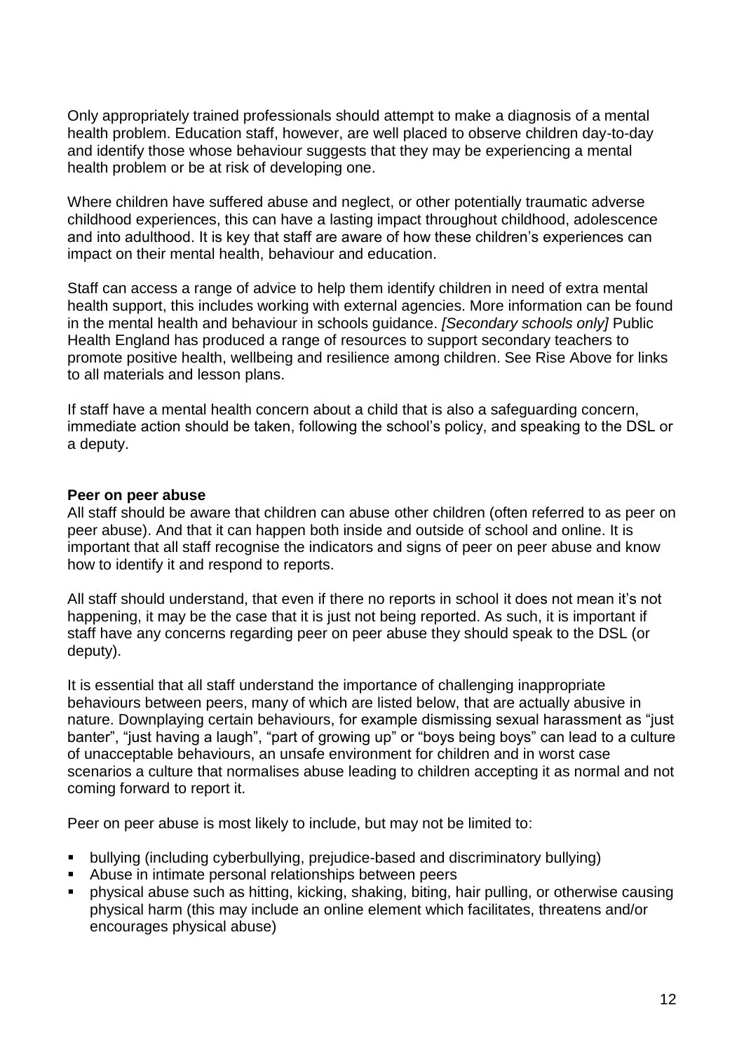Only appropriately trained professionals should attempt to make a diagnosis of a mental health problem. Education staff, however, are well placed to observe children day-to-day and identify those whose behaviour suggests that they may be experiencing a mental health problem or be at risk of developing one.

Where children have suffered abuse and neglect, or other potentially traumatic adverse childhood experiences, this can have a lasting impact throughout childhood, adolescence and into adulthood. It is key that staff are aware of how these children's experiences can impact on their mental health, behaviour and education.

Staff can access a range of advice to help them identify children in need of extra mental health support, this includes working with external agencies. More information can be found in the mental health and behaviour in schools guidance. *[Secondary schools only]* Public Health England has produced a range of resources to support secondary teachers to promote positive health, wellbeing and resilience among children. See Rise Above for links to all materials and lesson plans.

If staff have a mental health concern about a child that is also a safeguarding concern, immediate action should be taken, following the school's policy, and speaking to the DSL or a deputy.

**Peer on peer abuse**

All staff should be aware that children can abuse other children (often referred to as peer on peer abuse). And that it can happen both inside and outside of school and online. It is important that all staff recognise the indicators and signs of peer on peer abuse and know how to identify it and respond to reports.

All staff should understand, that even if there no reports in school it does not mean it's not happening, it may be the case that it is just not being reported. As such, it is important if staff have any concerns regarding peer on peer abuse they should speak to the DSL (or deputy).

It is essential that all staff understand the importance of challenging inappropriate behaviours between peers, many of which are listed below, that are actually abusive in nature. Downplaying certain behaviours, for example dismissing sexual harassment as "just banter", "just having a laugh", "part of growing up" or "boys being boys" can lead to a culture of unacceptable behaviours, an unsafe environment for children and in worst case scenarios a culture that normalises abuse leading to children accepting it as normal and not coming forward to report it.

Peer on peer abuse is most likely to include, but may not be limited to:

- bullying (including cyberbullying, prejudice-based and discriminatory bullying)
- Abuse in intimate personal relationships between peers
- physical abuse such as hitting, kicking, shaking, biting, hair pulling, or otherwise causing physical harm (this may include an online element which facilitates, threatens and/or encourages physical abuse)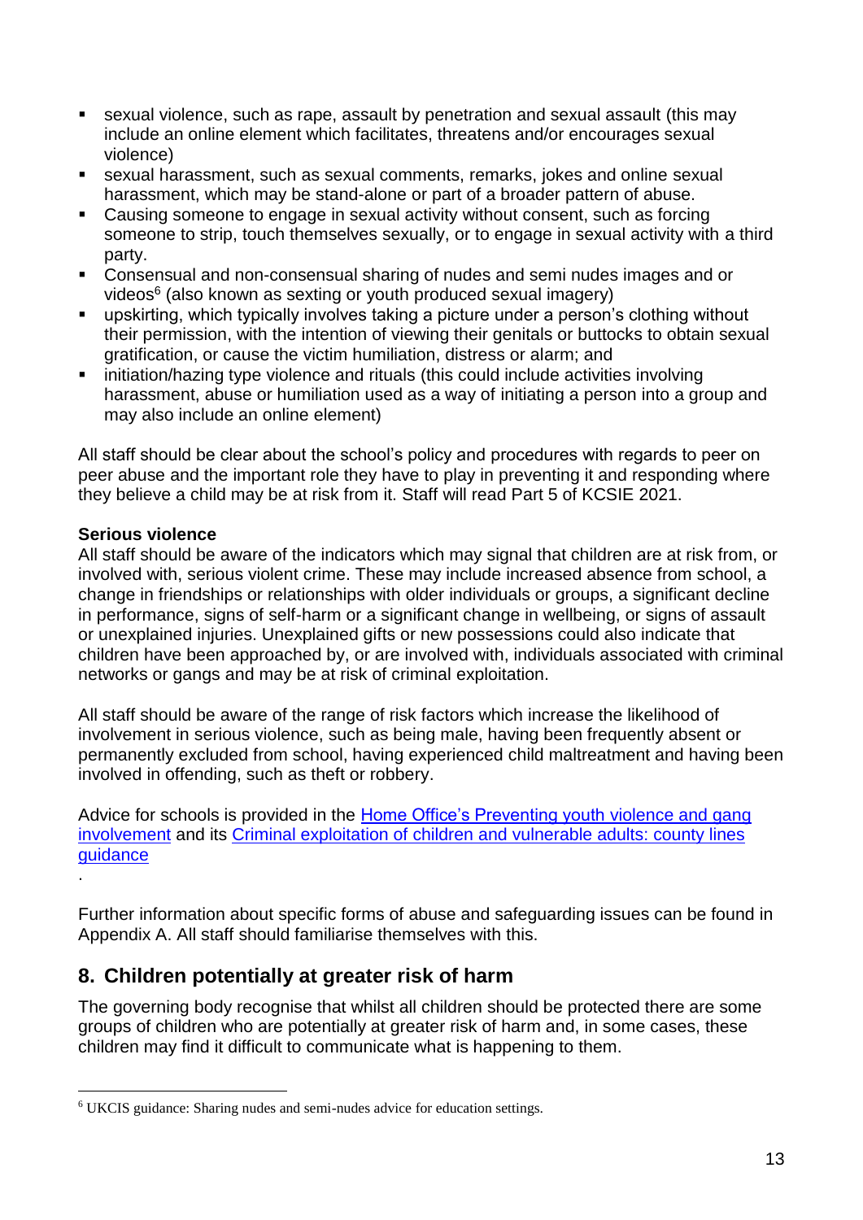- sexual violence, such as rape, assault by penetration and sexual assault (this may include an online element which facilitates, threatens and/or encourages sexual violence)
- sexual harassment, such as sexual comments, remarks, jokes and online sexual harassment, which may be stand-alone or part of a broader pattern of abuse.
- Causing someone to engage in sexual activity without consent, such as forcing someone to strip, touch themselves sexually, or to engage in sexual activity with a third party.
- Consensual and non-consensual sharing of nudes and semi nudes images and or videos[6] (also known as sexting or youth produced sexual imagery)
- upskirting, which typically involves taking a picture under a person's clothing without their permission, with the intention of viewing their genitals or buttocks to obtain sexual gratification, or cause the victim humiliation, distress or alarm; and
- initiation/hazing type violence and rituals (this could include activities involving harassment, abuse or humiliation used as a way of initiating a person into a group and may also include an online element)

All staff should be clear about the school's policy and procedures with regards to peer on peer abuse and the important role they have to play in preventing it and responding where they believe a child may be at risk from it. Staff will read Part 5 of KCSIE 2021.

**Serious violence**

All staff should be aware of the indicators which may signal that children are at risk from, or involved with, serious violent crime. These may include increased absence from school, a change in friendships or relationships with older individuals or groups, a significant decline in performance, signs of self-harm or a significant change in wellbeing, or signs of assault or unexplained injuries. Unexplained gifts or new possessions could also indicate that children have been approached by, or are involved with, individuals associated with criminal networks or gangs and may be at risk of criminal exploitation.

All staff should be aware of the range of risk factors which increase the likelihood of involvement in serious violence, such as being male, having been frequently absent or permanently excluded from school, having experienced child maltreatment and having been involved in offending, such as theft or robbery.

Advice for schools is provided in the Home Office's Preventing youth violence and gang involvement and its Criminal exploitation of children and vulnerable adults: county lines guidance

.

Further information about specific forms of abuse and safeguarding issues can be found in Appendix A. All staff should familiarise themselves with this.

## 8. Children potentially at greater risk of harm

The governing body recognise that whilst all children should be protected there are some groups of children who are potentially at greater risk of harm and, in some cases, these children may find it difficult to communicate what is happening to them.

---

[6] UKCIS guidance: Sharing nudes and semi-nudes advice for education settings.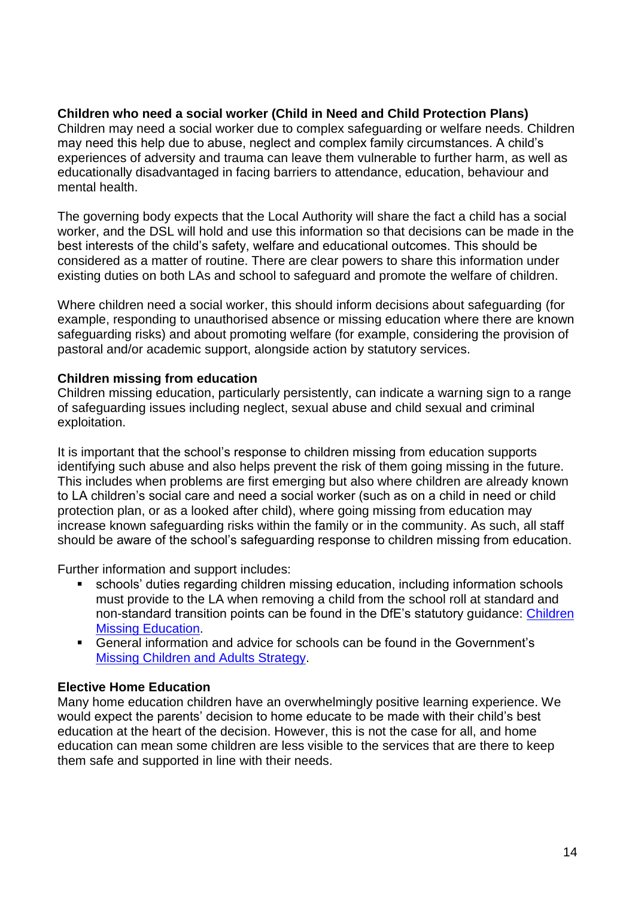**Children who need a social worker (Child in Need and Child Protection Plans)**
Children may need a social worker due to complex safeguarding or welfare needs. Children may need this help due to abuse, neglect and complex family circumstances. A child's experiences of adversity and trauma can leave them vulnerable to further harm, as well as educationally disadvantaged in facing barriers to attendance, education, behaviour and mental health.

The governing body expects that the Local Authority will share the fact a child has a social worker, and the DSL will hold and use this information so that decisions can be made in the best interests of the child's safety, welfare and educational outcomes. This should be considered as a matter of routine. There are clear powers to share this information under existing duties on both LAs and school to safeguard and promote the welfare of children.

Where children need a social worker, this should inform decisions about safeguarding (for example, responding to unauthorised absence or missing education where there are known safeguarding risks) and about promoting welfare (for example, considering the provision of pastoral and/or academic support, alongside action by statutory services.

**Children missing from education**
Children missing education, particularly persistently, can indicate a warning sign to a range of safeguarding issues including neglect, sexual abuse and child sexual and criminal exploitation.

It is important that the school's response to children missing from education supports identifying such abuse and also helps prevent the risk of them going missing in the future. This includes when problems are first emerging but also where children are already known to LA children's social care and need a social worker (such as on a child in need or child protection plan, or as a looked after child), where going missing from education may increase known safeguarding risks within the family or in the community. As such, all staff should be aware of the school's safeguarding response to children missing from education.

Further information and support includes:

- schools' duties regarding children missing education, including information schools must provide to the LA when removing a child from the school roll at standard and non-standard transition points can be found in the DfE's statutory guidance: Children Missing Education.
- General information and advice for schools can be found in the Government's Missing Children and Adults Strategy.

**Elective Home Education**
Many home education children have an overwhelmingly positive learning experience. We would expect the parents' decision to home educate to be made with their child's best education at the heart of the decision. However, this is not the case for all, and home education can mean some children are less visible to the services that are there to keep them safe and supported in line with their needs.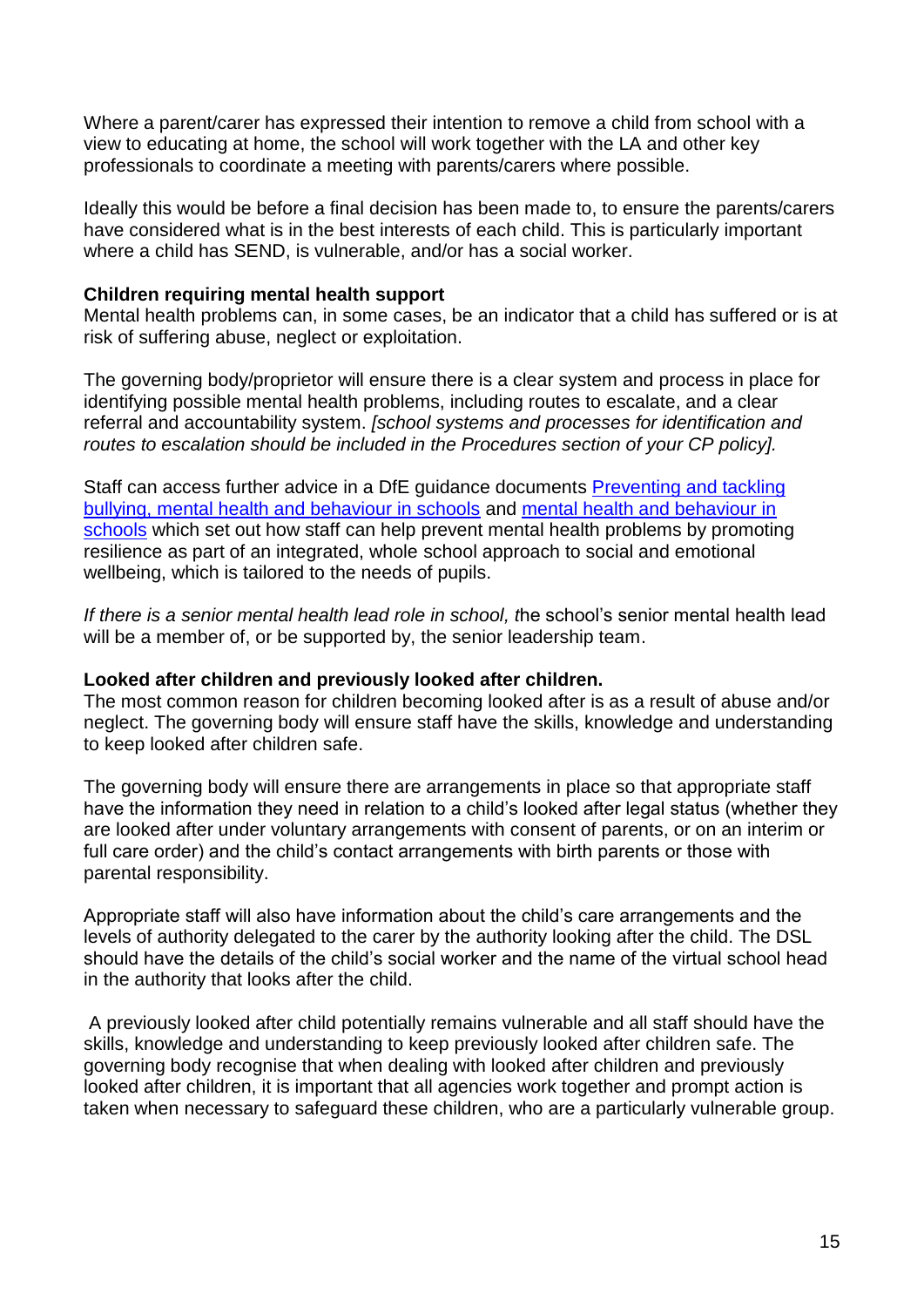Where a parent/carer has expressed their intention to remove a child from school with a view to educating at home, the school will work together with the LA and other key professionals to coordinate a meeting with parents/carers where possible.

Ideally this would be before a final decision has been made to, to ensure the parents/carers have considered what is in the best interests of each child. This is particularly important where a child has SEND, is vulnerable, and/or has a social worker.

**Children requiring mental health support**
Mental health problems can, in some cases, be an indicator that a child has suffered or is at risk of suffering abuse, neglect or exploitation.

The governing body/proprietor will ensure there is a clear system and process in place for identifying possible mental health problems, including routes to escalate, and a clear referral and accountability system. *[school systems and processes for identification and routes to escalation should be included in the Procedures section of your CP policy].*

Staff can access further advice in a DfE guidance documents [Preventing and tackling bullying, mental health and behaviour in schools] and [mental health and behaviour in schools] which set out how staff can help prevent mental health problems by promoting resilience as part of an integrated, whole school approach to social and emotional wellbeing, which is tailored to the needs of pupils.

*If there is a senior mental health lead role in school, t*he school's senior mental health lead will be a member of, or be supported by, the senior leadership team.

**Looked after children and previously looked after children.**
The most common reason for children becoming looked after is as a result of abuse and/or neglect. The governing body will ensure staff have the skills, knowledge and understanding to keep looked after children safe.

The governing body will ensure there are arrangements in place so that appropriate staff have the information they need in relation to a child's looked after legal status (whether they are looked after under voluntary arrangements with consent of parents, or on an interim or full care order) and the child's contact arrangements with birth parents or those with parental responsibility.

Appropriate staff will also have information about the child's care arrangements and the levels of authority delegated to the carer by the authority looking after the child. The DSL should have the details of the child's social worker and the name of the virtual school head in the authority that looks after the child.

A previously looked after child potentially remains vulnerable and all staff should have the skills, knowledge and understanding to keep previously looked after children safe. The governing body recognise that when dealing with looked after children and previously looked after children, it is important that all agencies work together and prompt action is taken when necessary to safeguard these children, who are a particularly vulnerable group.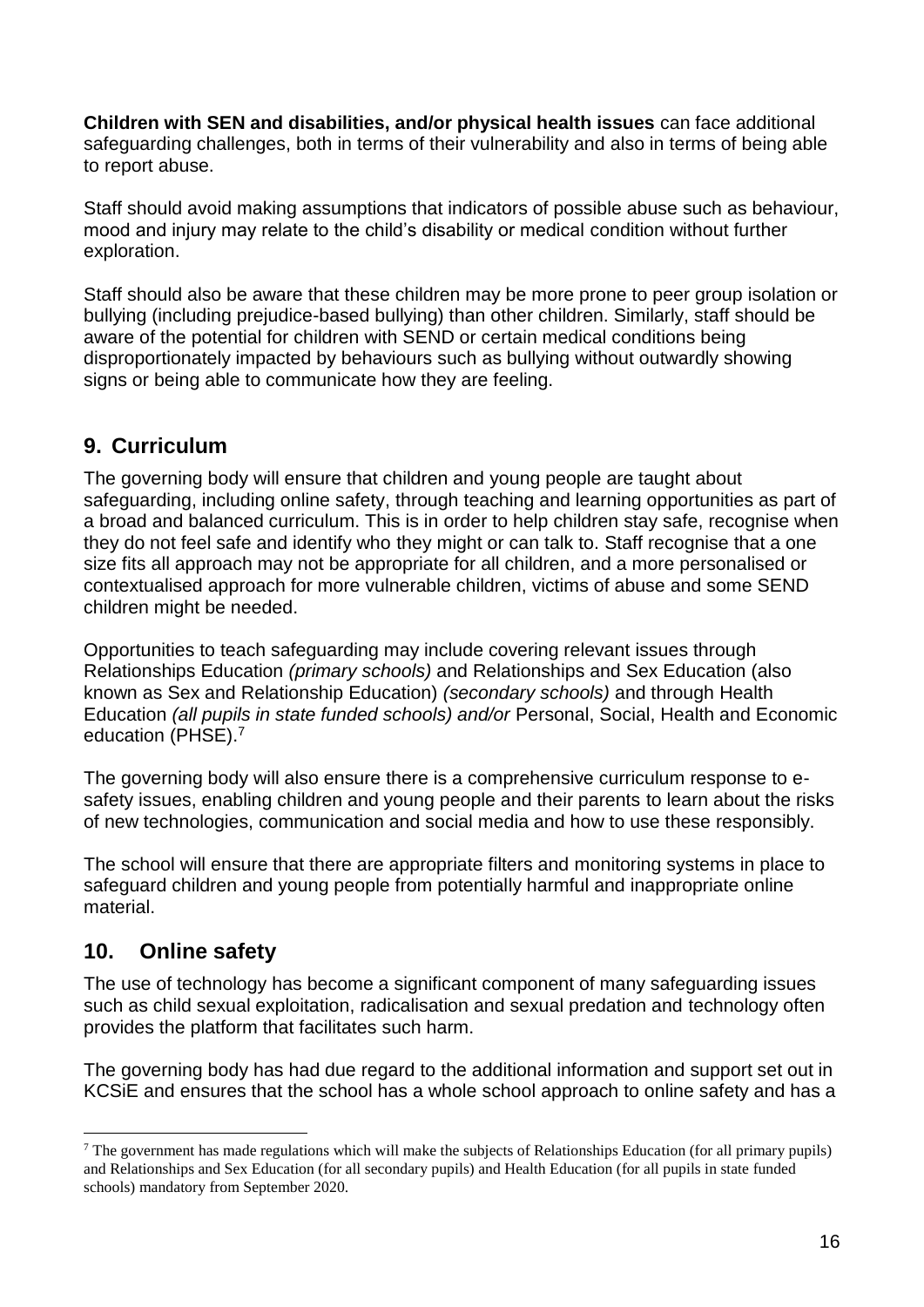**Children with SEN and disabilities, and/or physical health issues** can face additional safeguarding challenges, both in terms of their vulnerability and also in terms of being able to report abuse.

Staff should avoid making assumptions that indicators of possible abuse such as behaviour, mood and injury may relate to the child's disability or medical condition without further exploration.

Staff should also be aware that these children may be more prone to peer group isolation or bullying (including prejudice-based bullying) than other children. Similarly, staff should be aware of the potential for children with SEND or certain medical conditions being disproportionately impacted by behaviours such as bullying without outwardly showing signs or being able to communicate how they are feeling.

## 9. Curriculum

The governing body will ensure that children and young people are taught about safeguarding, including online safety, through teaching and learning opportunities as part of a broad and balanced curriculum. This is in order to help children stay safe, recognise when they do not feel safe and identify who they might or can talk to. Staff recognise that a one size fits all approach may not be appropriate for all children, and a more personalised or contextualised approach for more vulnerable children, victims of abuse and some SEND children might be needed.

Opportunities to teach safeguarding may include covering relevant issues through Relationships Education *(primary schools)* and Relationships and Sex Education (also known as Sex and Relationship Education) *(secondary schools)* and through Health Education *(all pupils in state funded schools) and/or* Personal, Social, Health and Economic education (PHSE).[7]

The governing body will also ensure there is a comprehensive curriculum response to e-safety issues, enabling children and young people and their parents to learn about the risks of new technologies, communication and social media and how to use these responsibly.

The school will ensure that there are appropriate filters and monitoring systems in place to safeguard children and young people from potentially harmful and inappropriate online material.

## 10. Online safety

The use of technology has become a significant component of many safeguarding issues such as child sexual exploitation, radicalisation and sexual predation and technology often provides the platform that facilitates such harm.

The governing body has had due regard to the additional information and support set out in KCSiE and ensures that the school has a whole school approach to online safety and has a

---

[7] The government has made regulations which will make the subjects of Relationships Education (for all primary pupils) and Relationships and Sex Education (for all secondary pupils) and Health Education (for all pupils in state funded schools) mandatory from September 2020.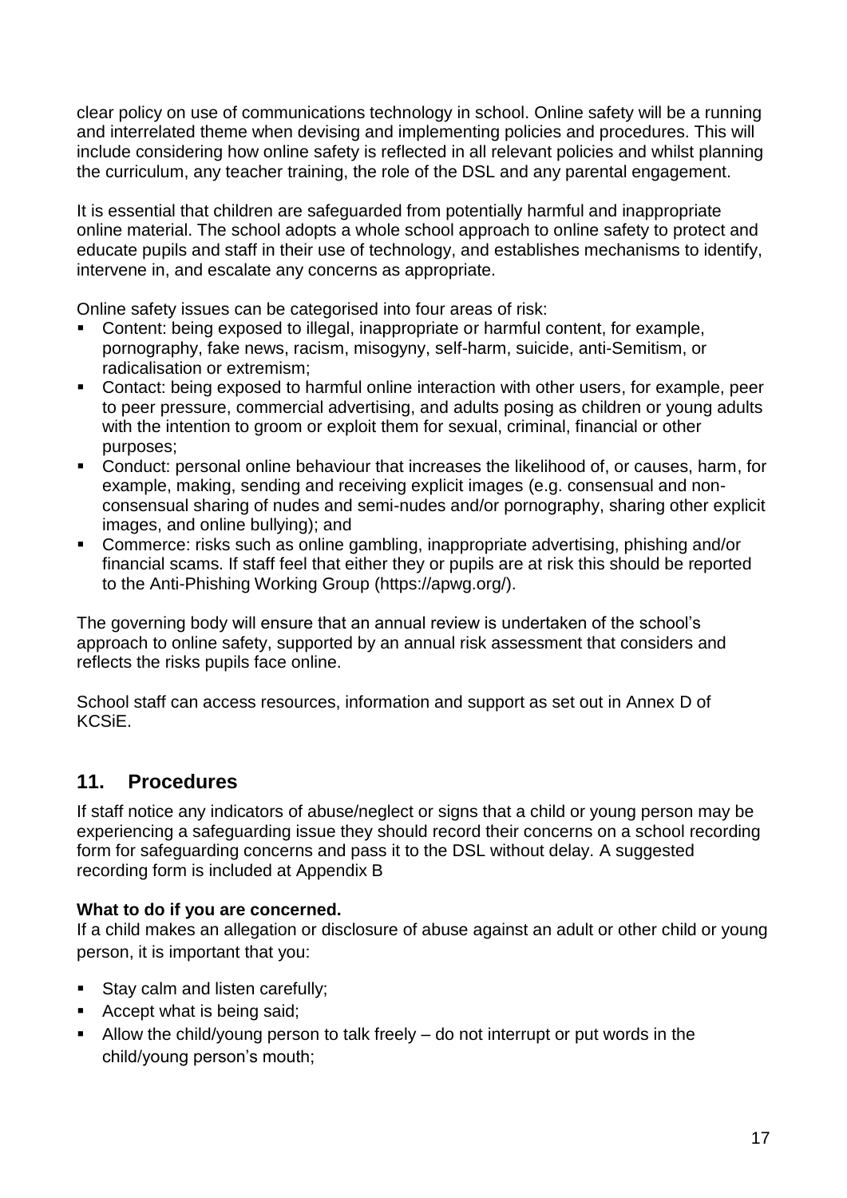clear policy on use of communications technology in school. Online safety will be a running and interrelated theme when devising and implementing policies and procedures. This will include considering how online safety is reflected in all relevant policies and whilst planning the curriculum, any teacher training, the role of the DSL and any parental engagement.

It is essential that children are safeguarded from potentially harmful and inappropriate online material. The school adopts a whole school approach to online safety to protect and educate pupils and staff in their use of technology, and establishes mechanisms to identify, intervene in, and escalate any concerns as appropriate.

Online safety issues can be categorised into four areas of risk:

- Content: being exposed to illegal, inappropriate or harmful content, for example, pornography, fake news, racism, misogyny, self-harm, suicide, anti-Semitism, or radicalisation or extremism;
- Contact: being exposed to harmful online interaction with other users, for example, peer to peer pressure, commercial advertising, and adults posing as children or young adults with the intention to groom or exploit them for sexual, criminal, financial or other purposes;
- Conduct: personal online behaviour that increases the likelihood of, or causes, harm, for example, making, sending and receiving explicit images (e.g. consensual and non-consensual sharing of nudes and semi-nudes and/or pornography, sharing other explicit images, and online bullying); and
- Commerce: risks such as online gambling, inappropriate advertising, phishing and/or financial scams. If staff feel that either they or pupils are at risk this should be reported to the Anti-Phishing Working Group (https://apwg.org/).

The governing body will ensure that an annual review is undertaken of the school's approach to online safety, supported by an annual risk assessment that considers and reflects the risks pupils face online.

School staff can access resources, information and support as set out in Annex D of KCSiE.

## 11. Procedures

If staff notice any indicators of abuse/neglect or signs that a child or young person may be experiencing a safeguarding issue they should record their concerns on a school recording form for safeguarding concerns and pass it to the DSL without delay. A suggested recording form is included at Appendix B

**What to do if you are concerned.**

If a child makes an allegation or disclosure of abuse against an adult or other child or young person, it is important that you:

- Stay calm and listen carefully;
- Accept what is being said;
- Allow the child/young person to talk freely – do not interrupt or put words in the child/young person's mouth;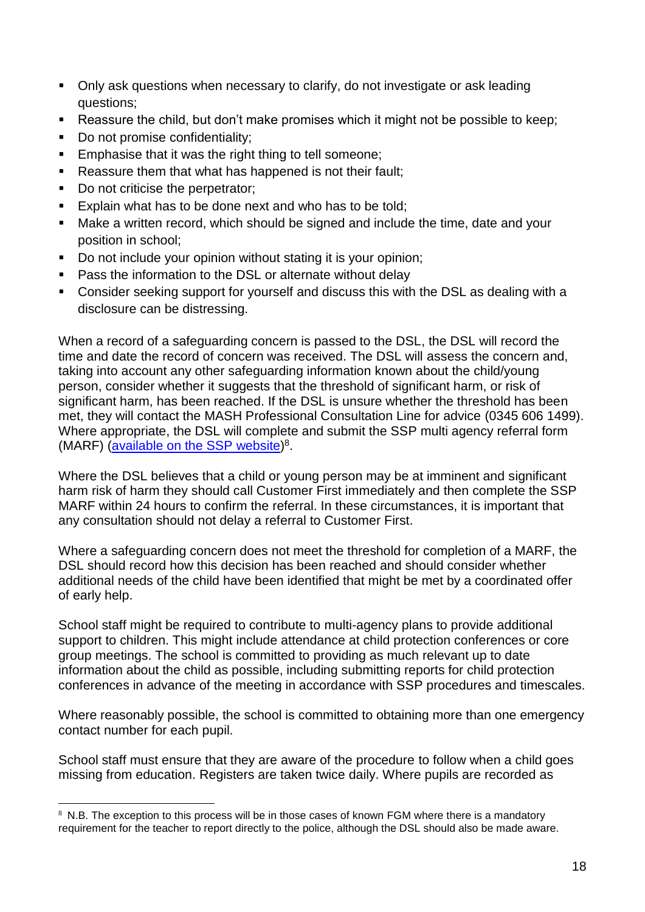- Only ask questions when necessary to clarify, do not investigate or ask leading questions;
- Reassure the child, but don't make promises which it might not be possible to keep;
- Do not promise confidentiality;
- Emphasise that it was the right thing to tell someone;
- Reassure them that what has happened is not their fault;
- Do not criticise the perpetrator;
- Explain what has to be done next and who has to be told;
- Make a written record, which should be signed and include the time, date and your position in school;
- Do not include your opinion without stating it is your opinion;
- Pass the information to the DSL or alternate without delay
- Consider seeking support for yourself and discuss this with the DSL as dealing with a disclosure can be distressing.

When a record of a safeguarding concern is passed to the DSL, the DSL will record the time and date the record of concern was received. The DSL will assess the concern and, taking into account any other safeguarding information known about the child/young person, consider whether it suggests that the threshold of significant harm, or risk of significant harm, has been reached. If the DSL is unsure whether the threshold has been met, they will contact the MASH Professional Consultation Line for advice (0345 606 1499). Where appropriate, the DSL will complete and submit the SSP multi agency referral form (MARF) (available on the SSP website)[8].

Where the DSL believes that a child or young person may be at imminent and significant harm risk of harm they should call Customer First immediately and then complete the SSP MARF within 24 hours to confirm the referral. In these circumstances, it is important that any consultation should not delay a referral to Customer First.

Where a safeguarding concern does not meet the threshold for completion of a MARF, the DSL should record how this decision has been reached and should consider whether additional needs of the child have been identified that might be met by a coordinated offer of early help.

School staff might be required to contribute to multi-agency plans to provide additional support to children. This might include attendance at child protection conferences or core group meetings. The school is committed to providing as much relevant up to date information about the child as possible, including submitting reports for child protection conferences in advance of the meeting in accordance with SSP procedures and timescales.

Where reasonably possible, the school is committed to obtaining more than one emergency contact number for each pupil.

School staff must ensure that they are aware of the procedure to follow when a child goes missing from education. Registers are taken twice daily. Where pupils are recorded as

---

[8] N.B. The exception to this process will be in those cases of known FGM where there is a mandatory requirement for the teacher to report directly to the police, although the DSL should also be made aware.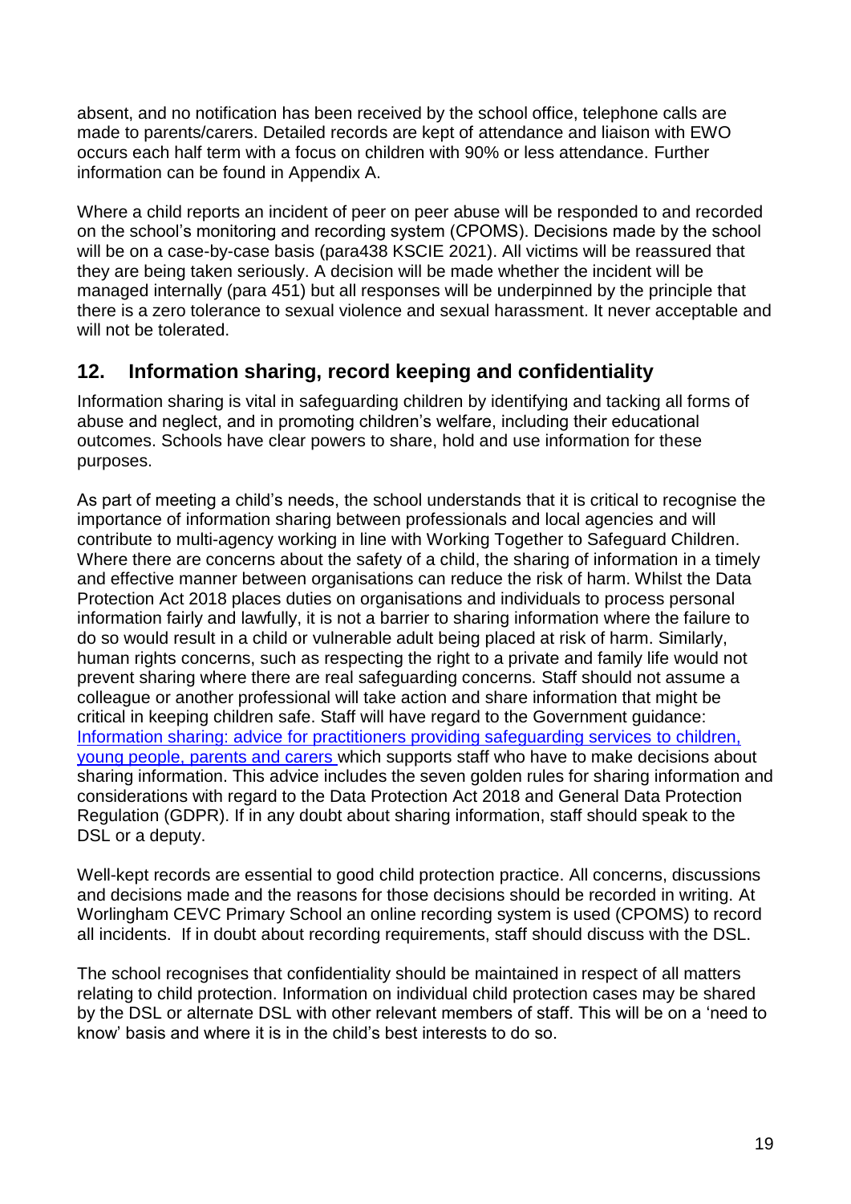absent, and no notification has been received by the school office, telephone calls are made to parents/carers. Detailed records are kept of attendance and liaison with EWO occurs each half term with a focus on children with 90% or less attendance. Further information can be found in Appendix A.

Where a child reports an incident of peer on peer abuse will be responded to and recorded on the school's monitoring and recording system (CPOMS). Decisions made by the school will be on a case-by-case basis (para438 KSCIE 2021). All victims will be reassured that they are being taken seriously. A decision will be made whether the incident will be managed internally (para 451) but all responses will be underpinned by the principle that there is a zero tolerance to sexual violence and sexual harassment. It never acceptable and will not be tolerated.

## 12. Information sharing, record keeping and confidentiality

Information sharing is vital in safeguarding children by identifying and tacking all forms of abuse and neglect, and in promoting children's welfare, including their educational outcomes. Schools have clear powers to share, hold and use information for these purposes.

As part of meeting a child's needs, the school understands that it is critical to recognise the importance of information sharing between professionals and local agencies and will contribute to multi-agency working in line with Working Together to Safeguard Children. Where there are concerns about the safety of a child, the sharing of information in a timely and effective manner between organisations can reduce the risk of harm. Whilst the Data Protection Act 2018 places duties on organisations and individuals to process personal information fairly and lawfully, it is not a barrier to sharing information where the failure to do so would result in a child or vulnerable adult being placed at risk of harm. Similarly, human rights concerns, such as respecting the right to a private and family life would not prevent sharing where there are real safeguarding concerns. Staff should not assume a colleague or another professional will take action and share information that might be critical in keeping children safe. Staff will have regard to the Government guidance: [Information sharing: advice for practitioners providing safeguarding services to children, young people, parents and carers] which supports staff who have to make decisions about sharing information. This advice includes the seven golden rules for sharing information and considerations with regard to the Data Protection Act 2018 and General Data Protection Regulation (GDPR). If in any doubt about sharing information, staff should speak to the DSL or a deputy.

Well-kept records are essential to good child protection practice. All concerns, discussions and decisions made and the reasons for those decisions should be recorded in writing. At Worlingham CEVC Primary School an online recording system is used (CPOMS) to record all incidents. If in doubt about recording requirements, staff should discuss with the DSL.

The school recognises that confidentiality should be maintained in respect of all matters relating to child protection. Information on individual child protection cases may be shared by the DSL or alternate DSL with other relevant members of staff. This will be on a 'need to know' basis and where it is in the child's best interests to do so.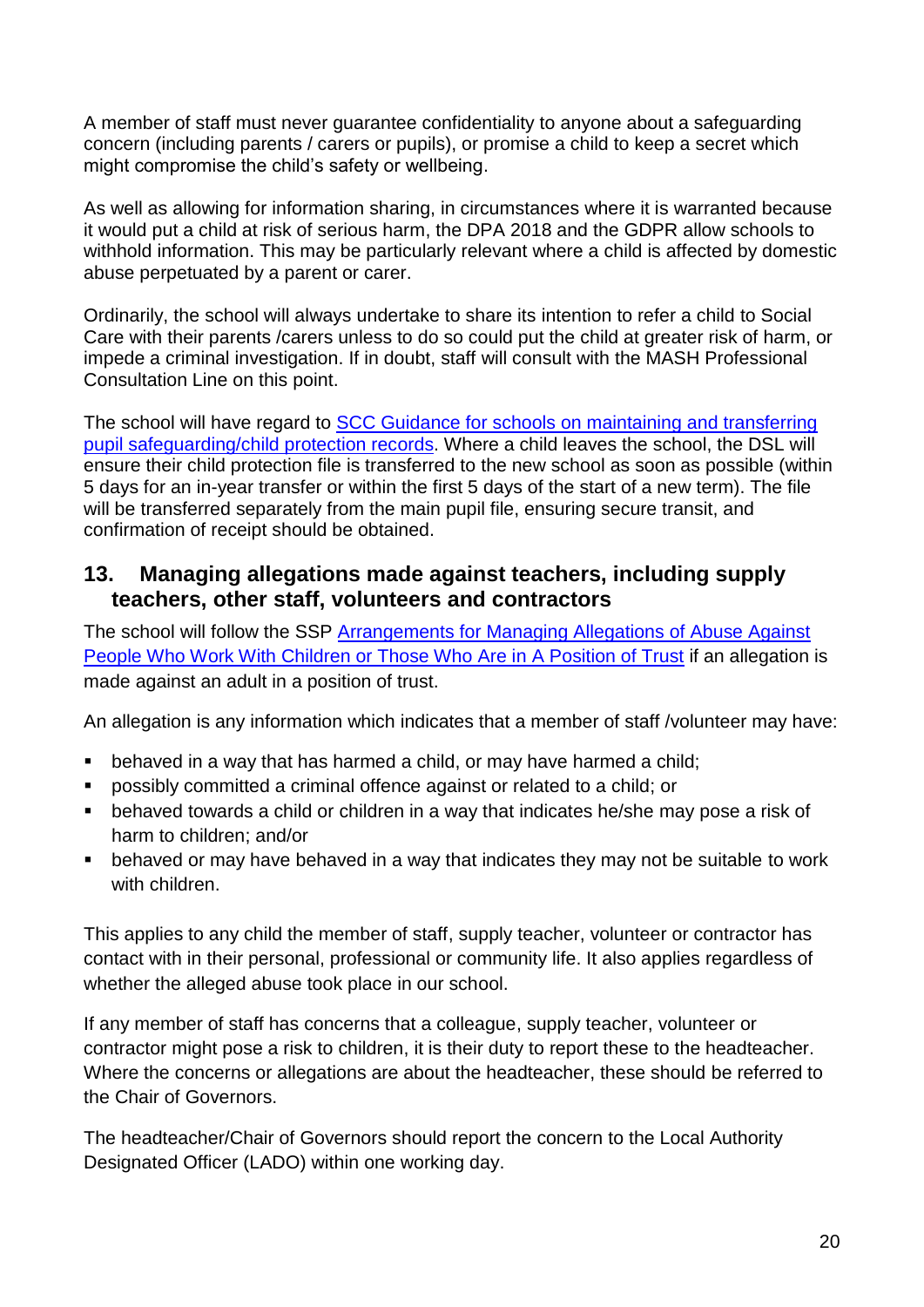A member of staff must never guarantee confidentiality to anyone about a safeguarding concern (including parents / carers or pupils), or promise a child to keep a secret which might compromise the child's safety or wellbeing.

As well as allowing for information sharing, in circumstances where it is warranted because it would put a child at risk of serious harm, the DPA 2018 and the GDPR allow schools to withhold information. This may be particularly relevant where a child is affected by domestic abuse perpetuated by a parent or carer.

Ordinarily, the school will always undertake to share its intention to refer a child to Social Care with their parents /carers unless to do so could put the child at greater risk of harm, or impede a criminal investigation. If in doubt, staff will consult with the MASH Professional Consultation Line on this point.

The school will have regard to SCC Guidance for schools on maintaining and transferring pupil safeguarding/child protection records. Where a child leaves the school, the DSL will ensure their child protection file is transferred to the new school as soon as possible (within 5 days for an in-year transfer or within the first 5 days of the start of a new term). The file will be transferred separately from the main pupil file, ensuring secure transit, and confirmation of receipt should be obtained.

## 13. Managing allegations made against teachers, including supply teachers, other staff, volunteers and contractors

The school will follow the SSP Arrangements for Managing Allegations of Abuse Against People Who Work With Children or Those Who Are in A Position of Trust if an allegation is made against an adult in a position of trust.

An allegation is any information which indicates that a member of staff /volunteer may have:

- behaved in a way that has harmed a child, or may have harmed a child;
- possibly committed a criminal offence against or related to a child; or
- behaved towards a child or children in a way that indicates he/she may pose a risk of harm to children; and/or
- behaved or may have behaved in a way that indicates they may not be suitable to work with children.

This applies to any child the member of staff, supply teacher, volunteer or contractor has contact with in their personal, professional or community life. It also applies regardless of whether the alleged abuse took place in our school.

If any member of staff has concerns that a colleague, supply teacher, volunteer or contractor might pose a risk to children, it is their duty to report these to the headteacher. Where the concerns or allegations are about the headteacher, these should be referred to the Chair of Governors.

The headteacher/Chair of Governors should report the concern to the Local Authority Designated Officer (LADO) within one working day.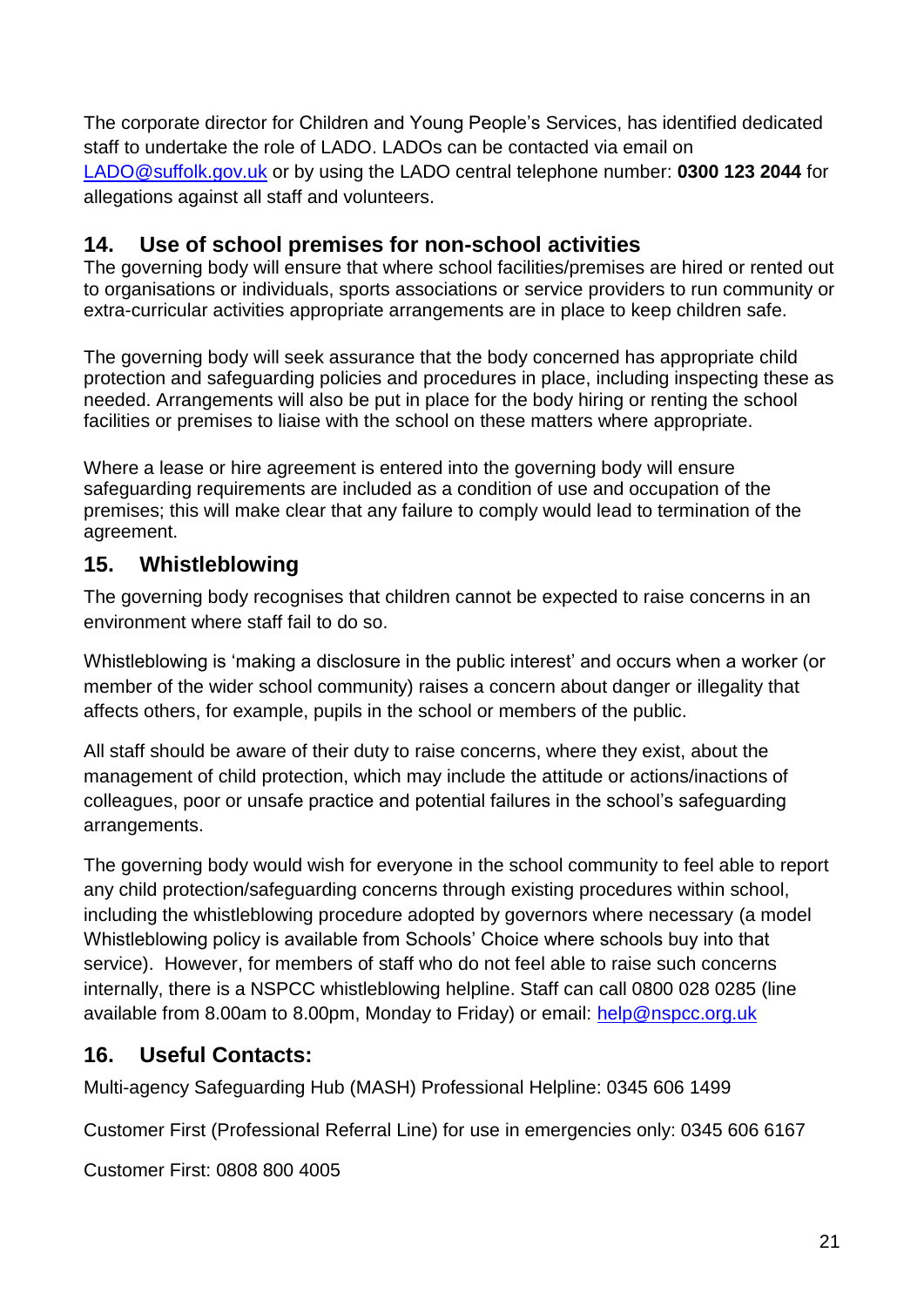The corporate director for Children and Young People's Services, has identified dedicated staff to undertake the role of LADO. LADOs can be contacted via email on [LADO@suffolk.gov.uk](mailto:LADO@suffolk.gov.uk) or by using the LADO central telephone number: **0300 123 2044** for allegations against all staff and volunteers.

## 14. Use of school premises for non-school activities

The governing body will ensure that where school facilities/premises are hired or rented out to organisations or individuals, sports associations or service providers to run community or extra-curricular activities appropriate arrangements are in place to keep children safe.

The governing body will seek assurance that the body concerned has appropriate child protection and safeguarding policies and procedures in place, including inspecting these as needed. Arrangements will also be put in place for the body hiring or renting the school facilities or premises to liaise with the school on these matters where appropriate.

Where a lease or hire agreement is entered into the governing body will ensure safeguarding requirements are included as a condition of use and occupation of the premises; this will make clear that any failure to comply would lead to termination of the agreement.

## 15. Whistleblowing

The governing body recognises that children cannot be expected to raise concerns in an environment where staff fail to do so.

Whistleblowing is 'making a disclosure in the public interest' and occurs when a worker (or member of the wider school community) raises a concern about danger or illegality that affects others, for example, pupils in the school or members of the public.

All staff should be aware of their duty to raise concerns, where they exist, about the management of child protection, which may include the attitude or actions/inactions of colleagues, poor or unsafe practice and potential failures in the school's safeguarding arrangements.

The governing body would wish for everyone in the school community to feel able to report any child protection/safeguarding concerns through existing procedures within school, including the whistleblowing procedure adopted by governors where necessary (a model Whistleblowing policy is available from Schools' Choice where schools buy into that service). However, for members of staff who do not feel able to raise such concerns internally, there is a NSPCC whistleblowing helpline. Staff can call 0800 028 0285 (line available from 8.00am to 8.00pm, Monday to Friday) or email: [help@nspcc.org.uk](mailto:help@nspcc.org.uk)

## 16. Useful Contacts:

Multi-agency Safeguarding Hub (MASH) Professional Helpline: 0345 606 1499

Customer First (Professional Referral Line) for use in emergencies only: 0345 606 6167

Customer First: 0808 800 4005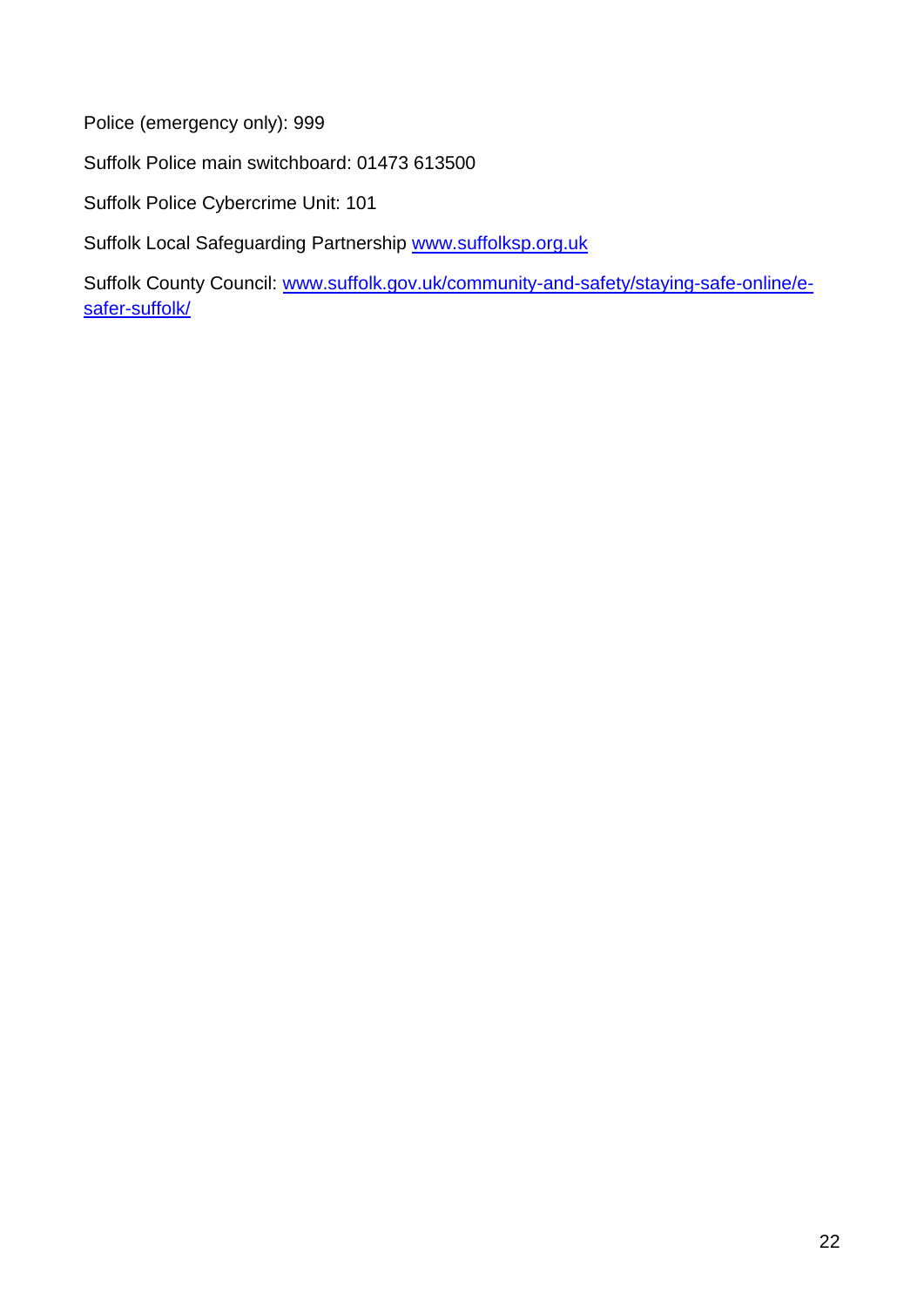Police (emergency only): 999

Suffolk Police main switchboard: 01473 613500

Suffolk Police Cybercrime Unit: 101

Suffolk Local Safeguarding Partnership [www.suffolksp.org.uk](http://www.suffolksp.org.uk)

Suffolk County Council: [www.suffolk.gov.uk/community-and-safety/staying-safe-online/e-safer-suffolk/](http://www.suffolk.gov.uk/community-and-safety/staying-safe-online/e-safer-suffolk/)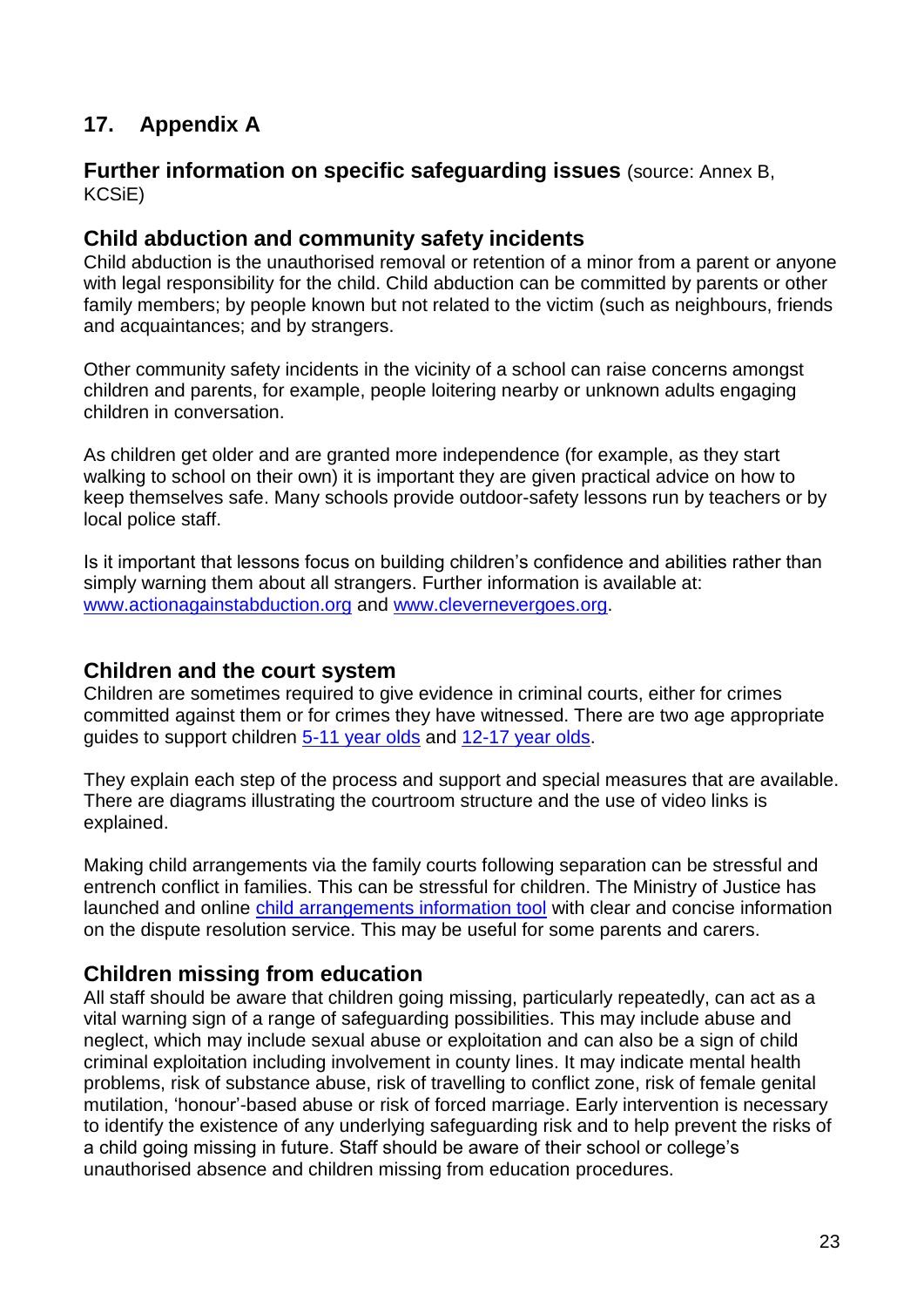## 17. Appendix A

### Further information on specific safeguarding issues (source: Annex B, KCSiE)

### Child abduction and community safety incidents

Child abduction is the unauthorised removal or retention of a minor from a parent or anyone with legal responsibility for the child. Child abduction can be committed by parents or other family members; by people known but not related to the victim (such as neighbours, friends and acquaintances; and by strangers.

Other community safety incidents in the vicinity of a school can raise concerns amongst children and parents, for example, people loitering nearby or unknown adults engaging children in conversation.

As children get older and are granted more independence (for example, as they start walking to school on their own) it is important they are given practical advice on how to keep themselves safe. Many schools provide outdoor-safety lessons run by teachers or by local police staff.

Is it important that lessons focus on building children's confidence and abilities rather than simply warning them about all strangers. Further information is available at: [www.actionagainstabduction.org](www.actionagainstabduction.org) and [www.clevernevergoes.org](www.clevernevergoes.org).

### Children and the court system

Children are sometimes required to give evidence in criminal courts, either for crimes committed against them or for crimes they have witnessed. There are two age appropriate guides to support children 5-11 year olds and 12-17 year olds.

They explain each step of the process and support and special measures that are available. There are diagrams illustrating the courtroom structure and the use of video links is explained.

Making child arrangements via the family courts following separation can be stressful and entrench conflict in families. This can be stressful for children. The Ministry of Justice has launched and online child arrangements information tool with clear and concise information on the dispute resolution service. This may be useful for some parents and carers.

### Children missing from education

All staff should be aware that children going missing, particularly repeatedly, can act as a vital warning sign of a range of safeguarding possibilities. This may include abuse and neglect, which may include sexual abuse or exploitation and can also be a sign of child criminal exploitation including involvement in county lines. It may indicate mental health problems, risk of substance abuse, risk of travelling to conflict zone, risk of female genital mutilation, 'honour'-based abuse or risk of forced marriage. Early intervention is necessary to identify the existence of any underlying safeguarding risk and to help prevent the risks of a child going missing in future. Staff should be aware of their school or college's unauthorised absence and children missing from education procedures.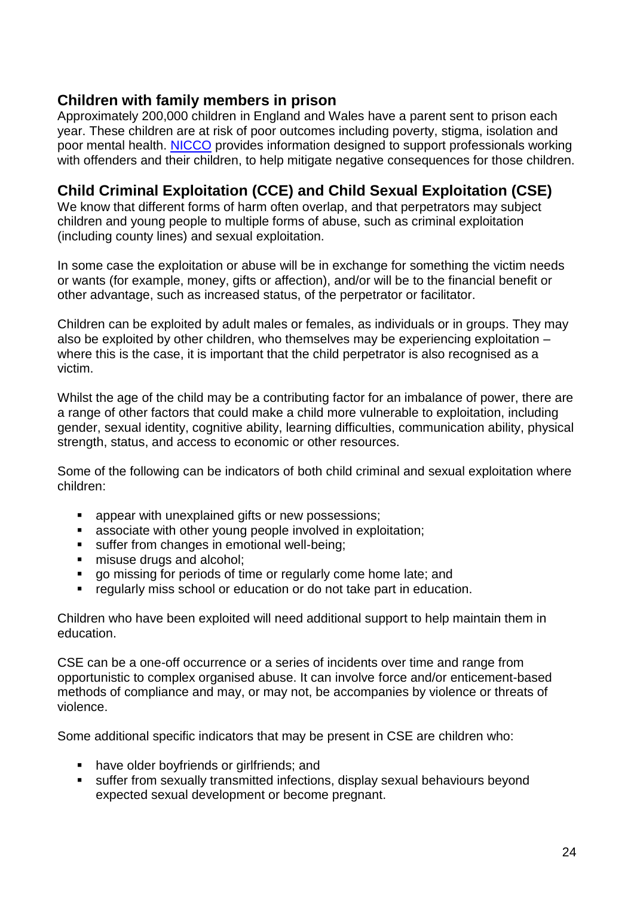## Children with family members in prison

Approximately 200,000 children in England and Wales have a parent sent to prison each year. These children are at risk of poor outcomes including poverty, stigma, isolation and poor mental health. [NICCO](NICCO) provides information designed to support professionals working with offenders and their children, to help mitigate negative consequences for those children.

## Child Criminal Exploitation (CCE) and Child Sexual Exploitation (CSE)

We know that different forms of harm often overlap, and that perpetrators may subject children and young people to multiple forms of abuse, such as criminal exploitation (including county lines) and sexual exploitation.

In some case the exploitation or abuse will be in exchange for something the victim needs or wants (for example, money, gifts or affection), and/or will be to the financial benefit or other advantage, such as increased status, of the perpetrator or facilitator.

Children can be exploited by adult males or females, as individuals or in groups. They may also be exploited by other children, who themselves may be experiencing exploitation – where this is the case, it is important that the child perpetrator is also recognised as a victim.

Whilst the age of the child may be a contributing factor for an imbalance of power, there are a range of other factors that could make a child more vulnerable to exploitation, including gender, sexual identity, cognitive ability, learning difficulties, communication ability, physical strength, status, and access to economic or other resources.

Some of the following can be indicators of both child criminal and sexual exploitation where children:

- appear with unexplained gifts or new possessions;
- associate with other young people involved in exploitation;
- suffer from changes in emotional well-being;
- misuse drugs and alcohol;
- go missing for periods of time or regularly come home late; and
- regularly miss school or education or do not take part in education.

Children who have been exploited will need additional support to help maintain them in education.

CSE can be a one-off occurrence or a series of incidents over time and range from opportunistic to complex organised abuse. It can involve force and/or enticement-based methods of compliance and may, or may not, be accompanies by violence or threats of violence.

Some additional specific indicators that may be present in CSE are children who:

- have older boyfriends or girlfriends; and
- suffer from sexually transmitted infections, display sexual behaviours beyond expected sexual development or become pregnant.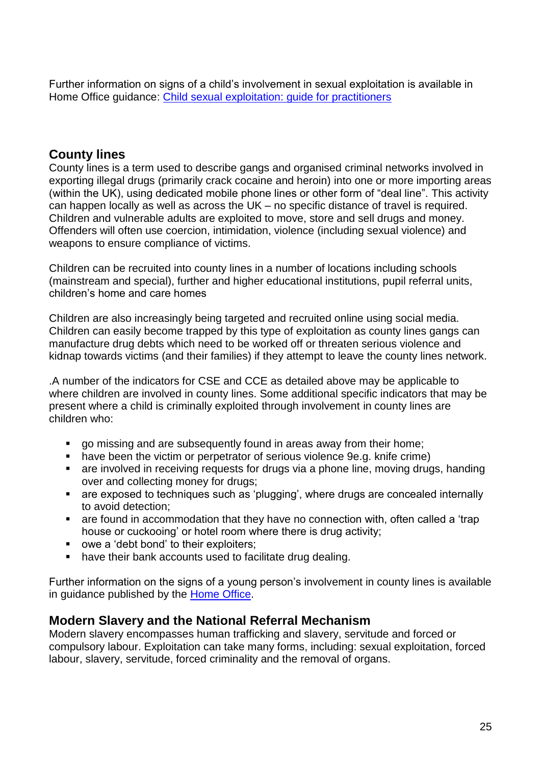Further information on signs of a child's involvement in sexual exploitation is available in Home Office guidance: [Child sexual exploitation: guide for practitioners]

## County lines

County lines is a term used to describe gangs and organised criminal networks involved in exporting illegal drugs (primarily crack cocaine and heroin) into one or more importing areas (within the UK), using dedicated mobile phone lines or other form of "deal line". This activity can happen locally as well as across the UK – no specific distance of travel is required. Children and vulnerable adults are exploited to move, store and sell drugs and money. Offenders will often use coercion, intimidation, violence (including sexual violence) and weapons to ensure compliance of victims.

Children can be recruited into county lines in a number of locations including schools (mainstream and special), further and higher educational institutions, pupil referral units, children's home and care homes

Children are also increasingly being targeted and recruited online using social media. Children can easily become trapped by this type of exploitation as county lines gangs can manufacture drug debts which need to be worked off or threaten serious violence and kidnap towards victims (and their families) if they attempt to leave the county lines network.

.A number of the indicators for CSE and CCE as detailed above may be applicable to where children are involved in county lines. Some additional specific indicators that may be present where a child is criminally exploited through involvement in county lines are children who:

- go missing and are subsequently found in areas away from their home;
- have been the victim or perpetrator of serious violence 9e.g. knife crime)
- are involved in receiving requests for drugs via a phone line, moving drugs, handing over and collecting money for drugs;
- are exposed to techniques such as 'plugging', where drugs are concealed internally to avoid detection;
- are found in accommodation that they have no connection with, often called a 'trap house or cuckooing' or hotel room where there is drug activity;
- owe a 'debt bond' to their exploiters;
- have their bank accounts used to facilitate drug dealing.

Further information on the signs of a young person's involvement in county lines is available in guidance published by the [Home Office].

## Modern Slavery and the National Referral Mechanism

Modern slavery encompasses human trafficking and slavery, servitude and forced or compulsory labour. Exploitation can take many forms, including: sexual exploitation, forced labour, slavery, servitude, forced criminality and the removal of organs.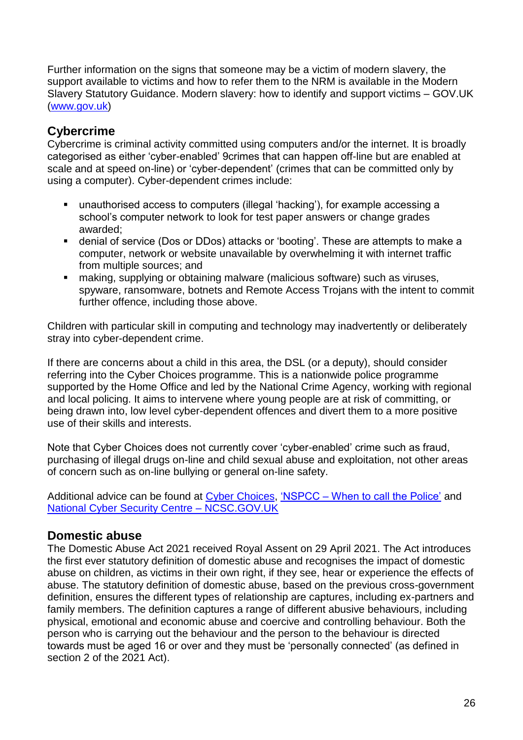Further information on the signs that someone may be a victim of modern slavery, the support available to victims and how to refer them to the NRM is available in the Modern Slavery Statutory Guidance. Modern slavery: how to identify and support victims – GOV.UK ([www.gov.uk](www.gov.uk))

## Cybercrime

Cybercrime is criminal activity committed using computers and/or the internet. It is broadly categorised as either 'cyber-enabled' 9crimes that can happen off-line but are enabled at scale and at speed on-line) or 'cyber-dependent' (crimes that can be committed only by using a computer). Cyber-dependent crimes include:

- unauthorised access to computers (illegal 'hacking'), for example accessing a school's computer network to look for test paper answers or change grades awarded;
- denial of service (Dos or DDos) attacks or 'booting'. These are attempts to make a computer, network or website unavailable by overwhelming it with internet traffic from multiple sources; and
- making, supplying or obtaining malware (malicious software) such as viruses, spyware, ransomware, botnets and Remote Access Trojans with the intent to commit further offence, including those above.

Children with particular skill in computing and technology may inadvertently or deliberately stray into cyber-dependent crime.

If there are concerns about a child in this area, the DSL (or a deputy), should consider referring into the Cyber Choices programme. This is a nationwide police programme supported by the Home Office and led by the National Crime Agency, working with regional and local policing. It aims to intervene where young people are at risk of committing, or being drawn into, low level cyber-dependent offences and divert them to a more positive use of their skills and interests.

Note that Cyber Choices does not currently cover 'cyber-enabled' crime such as fraud, purchasing of illegal drugs on-line and child sexual abuse and exploitation, not other areas of concern such as on-line bullying or general on-line safety.

Additional advice can be found at Cyber Choices, 'NSPCC – When to call the Police' and National Cyber Security Centre – NCSC.GOV.UK

## Domestic abuse

The Domestic Abuse Act 2021 received Royal Assent on 29 April 2021. The Act introduces the first ever statutory definition of domestic abuse and recognises the impact of domestic abuse on children, as victims in their own right, if they see, hear or experience the effects of abuse. The statutory definition of domestic abuse, based on the previous cross-government definition, ensures the different types of relationship are captures, including ex-partners and family members. The definition captures a range of different abusive behaviours, including physical, emotional and economic abuse and coercive and controlling behaviour. Both the person who is carrying out the behaviour and the person to the behaviour is directed towards must be aged 16 or over and they must be 'personally connected' (as defined in section 2 of the 2021 Act).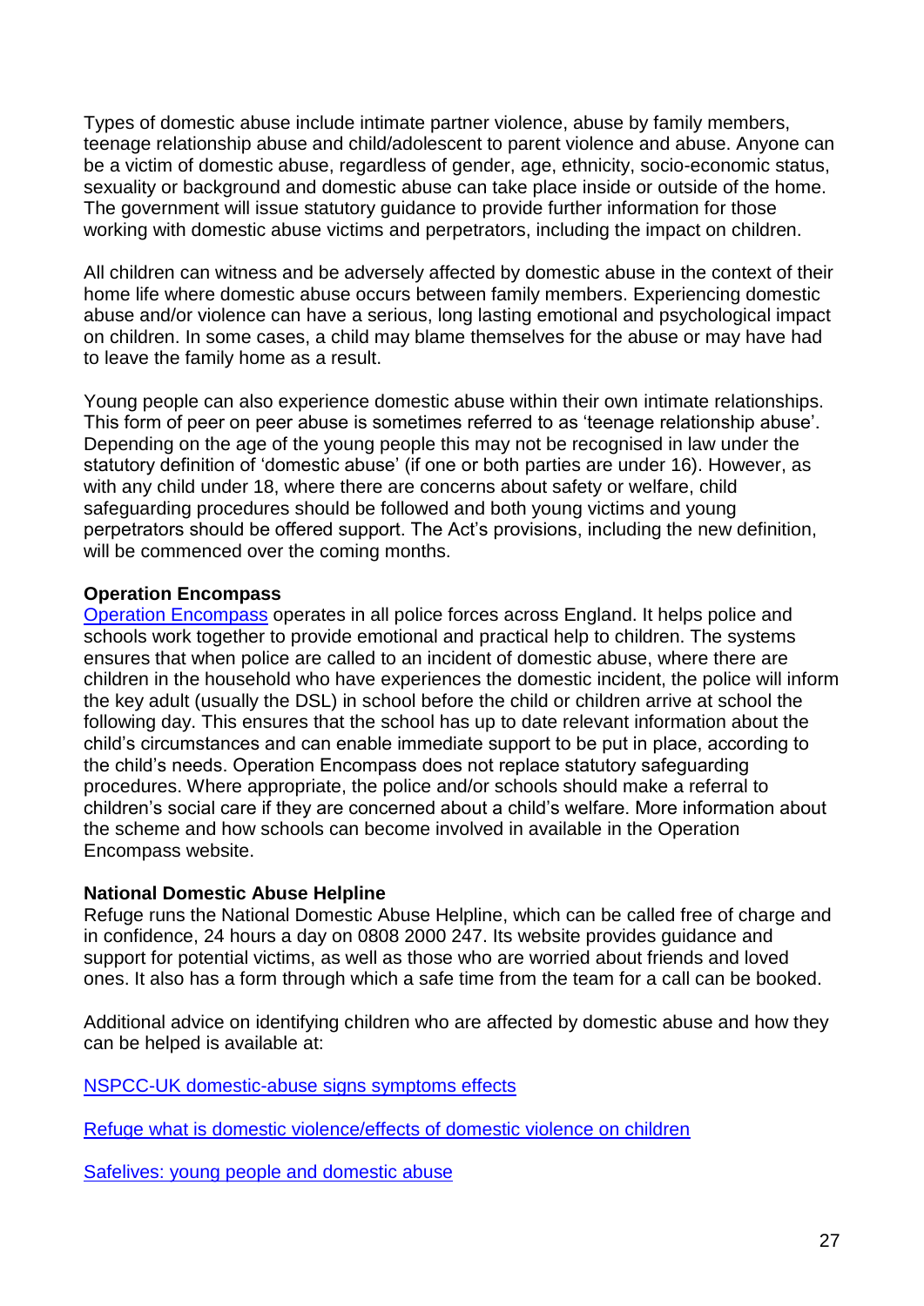Types of domestic abuse include intimate partner violence, abuse by family members, teenage relationship abuse and child/adolescent to parent violence and abuse. Anyone can be a victim of domestic abuse, regardless of gender, age, ethnicity, socio-economic status, sexuality or background and domestic abuse can take place inside or outside of the home. The government will issue statutory guidance to provide further information for those working with domestic abuse victims and perpetrators, including the impact on children.

All children can witness and be adversely affected by domestic abuse in the context of their home life where domestic abuse occurs between family members. Experiencing domestic abuse and/or violence can have a serious, long lasting emotional and psychological impact on children. In some cases, a child may blame themselves for the abuse or may have had to leave the family home as a result.

Young people can also experience domestic abuse within their own intimate relationships. This form of peer on peer abuse is sometimes referred to as 'teenage relationship abuse'. Depending on the age of the young people this may not be recognised in law under the statutory definition of 'domestic abuse' (if one or both parties are under 16). However, as with any child under 18, where there are concerns about safety or welfare, child safeguarding procedures should be followed and both young victims and young perpetrators should be offered support. The Act's provisions, including the new definition, will be commenced over the coming months.

**Operation Encompass**

Operation Encompass operates in all police forces across England. It helps police and schools work together to provide emotional and practical help to children. The systems ensures that when police are called to an incident of domestic abuse, where there are children in the household who have experiences the domestic incident, the police will inform the key adult (usually the DSL) in school before the child or children arrive at school the following day. This ensures that the school has up to date relevant information about the child's circumstances and can enable immediate support to be put in place, according to the child's needs. Operation Encompass does not replace statutory safeguarding procedures. Where appropriate, the police and/or schools should make a referral to children's social care if they are concerned about a child's welfare. More information about the scheme and how schools can become involved in available in the Operation Encompass website.

**National Domestic Abuse Helpline**

Refuge runs the National Domestic Abuse Helpline, which can be called free of charge and in confidence, 24 hours a day on 0808 2000 247. Its website provides guidance and support for potential victims, as well as those who are worried about friends and loved ones. It also has a form through which a safe time from the team for a call can be booked.

Additional advice on identifying children who are affected by domestic abuse and how they can be helped is available at:

NSPCC-UK domestic-abuse signs symptoms effects

Refuge what is domestic violence/effects of domestic violence on children

Safelives: young people and domestic abuse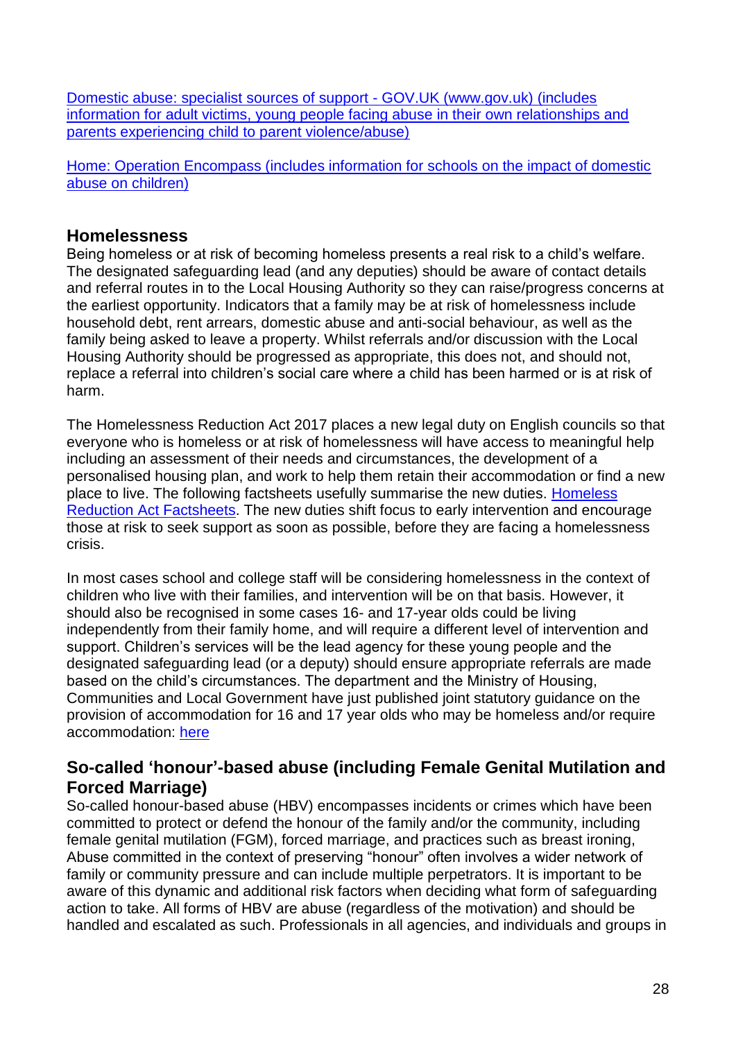[Domestic abuse: specialist sources of support - GOV.UK (www.gov.uk) (includes information for adult victims, young people facing abuse in their own relationships and parents experiencing child to parent violence/abuse)]()

[Home: Operation Encompass (includes information for schools on the impact of domestic abuse on children)]()

## Homelessness

Being homeless or at risk of becoming homeless presents a real risk to a child's welfare. The designated safeguarding lead (and any deputies) should be aware of contact details and referral routes in to the Local Housing Authority so they can raise/progress concerns at the earliest opportunity. Indicators that a family may be at risk of homelessness include household debt, rent arrears, domestic abuse and anti-social behaviour, as well as the family being asked to leave a property. Whilst referrals and/or discussion with the Local Housing Authority should be progressed as appropriate, this does not, and should not, replace a referral into children's social care where a child has been harmed or is at risk of harm.

The Homelessness Reduction Act 2017 places a new legal duty on English councils so that everyone who is homeless or at risk of homelessness will have access to meaningful help including an assessment of their needs and circumstances, the development of a personalised housing plan, and work to help them retain their accommodation or find a new place to live. The following factsheets usefully summarise the new duties. [Homeless Reduction Act Factsheets](). The new duties shift focus to early intervention and encourage those at risk to seek support as soon as possible, before they are facing a homelessness crisis.

In most cases school and college staff will be considering homelessness in the context of children who live with their families, and intervention will be on that basis. However, it should also be recognised in some cases 16- and 17-year olds could be living independently from their family home, and will require a different level of intervention and support. Children's services will be the lead agency for these young people and the designated safeguarding lead (or a deputy) should ensure appropriate referrals are made based on the child's circumstances. The department and the Ministry of Housing, Communities and Local Government have just published joint statutory guidance on the provision of accommodation for 16 and 17 year olds who may be homeless and/or require accommodation: [here]()

## So-called 'honour'-based abuse (including Female Genital Mutilation and Forced Marriage)

So-called honour-based abuse (HBV) encompasses incidents or crimes which have been committed to protect or defend the honour of the family and/or the community, including female genital mutilation (FGM), forced marriage, and practices such as breast ironing, Abuse committed in the context of preserving "honour" often involves a wider network of family or community pressure and can include multiple perpetrators. It is important to be aware of this dynamic and additional risk factors when deciding what form of safeguarding action to take. All forms of HBV are abuse (regardless of the motivation) and should be handled and escalated as such. Professionals in all agencies, and individuals and groups in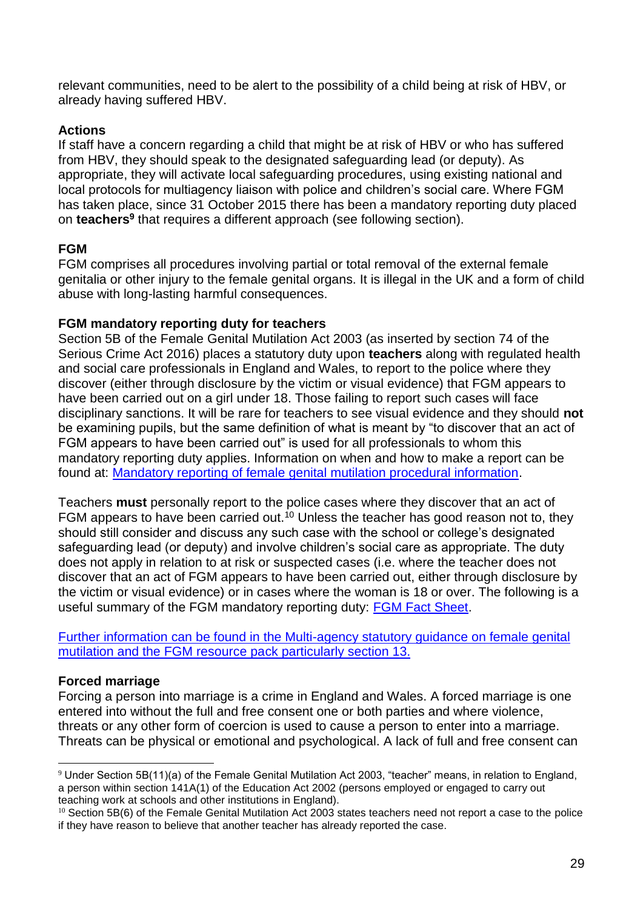relevant communities, need to be alert to the possibility of a child being at risk of HBV, or already having suffered HBV.

**Actions**

If staff have a concern regarding a child that might be at risk of HBV or who has suffered from HBV, they should speak to the designated safeguarding lead (or deputy). As appropriate, they will activate local safeguarding procedures, using existing national and local protocols for multiagency liaison with police and children's social care. Where FGM has taken place, since 31 October 2015 there has been a mandatory reporting duty placed on **teachers**[9] that requires a different approach (see following section).

**FGM**

FGM comprises all procedures involving partial or total removal of the external female genitalia or other injury to the female genital organs. It is illegal in the UK and a form of child abuse with long-lasting harmful consequences.

**FGM mandatory reporting duty for teachers**

Section 5B of the Female Genital Mutilation Act 2003 (as inserted by section 74 of the Serious Crime Act 2016) places a statutory duty upon **teachers** along with regulated health and social care professionals in England and Wales, to report to the police where they discover (either through disclosure by the victim or visual evidence) that FGM appears to have been carried out on a girl under 18. Those failing to report such cases will face disciplinary sanctions. It will be rare for teachers to see visual evidence and they should **not** be examining pupils, but the same definition of what is meant by "to discover that an act of FGM appears to have been carried out" is used for all professionals to whom this mandatory reporting duty applies. Information on when and how to make a report can be found at: [Mandatory reporting of female genital mutilation procedural information](#).

Teachers **must** personally report to the police cases where they discover that an act of FGM appears to have been carried out.[10] Unless the teacher has good reason not to, they should still consider and discuss any such case with the school or college's designated safeguarding lead (or deputy) and involve children's social care as appropriate. The duty does not apply in relation to at risk or suspected cases (i.e. where the teacher does not discover that an act of FGM appears to have been carried out, either through disclosure by the victim or visual evidence) or in cases where the woman is 18 or over. The following is a useful summary of the FGM mandatory reporting duty: [FGM Fact Sheet](#).

[Further information can be found in the Multi-agency statutory guidance on female genital mutilation and the FGM resource pack particularly section 13.](#)

**Forced marriage**

Forcing a person into marriage is a crime in England and Wales. A forced marriage is one entered into without the full and free consent one or both parties and where violence, threats or any other form of coercion is used to cause a person to enter into a marriage. Threats can be physical or emotional and psychological. A lack of full and free consent can

---

[9] Under Section 5B(11)(a) of the Female Genital Mutilation Act 2003, "teacher" means, in relation to England, a person within section 141A(1) of the Education Act 2002 (persons employed or engaged to carry out teaching work at schools and other institutions in England).

[10] Section 5B(6) of the Female Genital Mutilation Act 2003 states teachers need not report a case to the police if they have reason to believe that another teacher has already reported the case.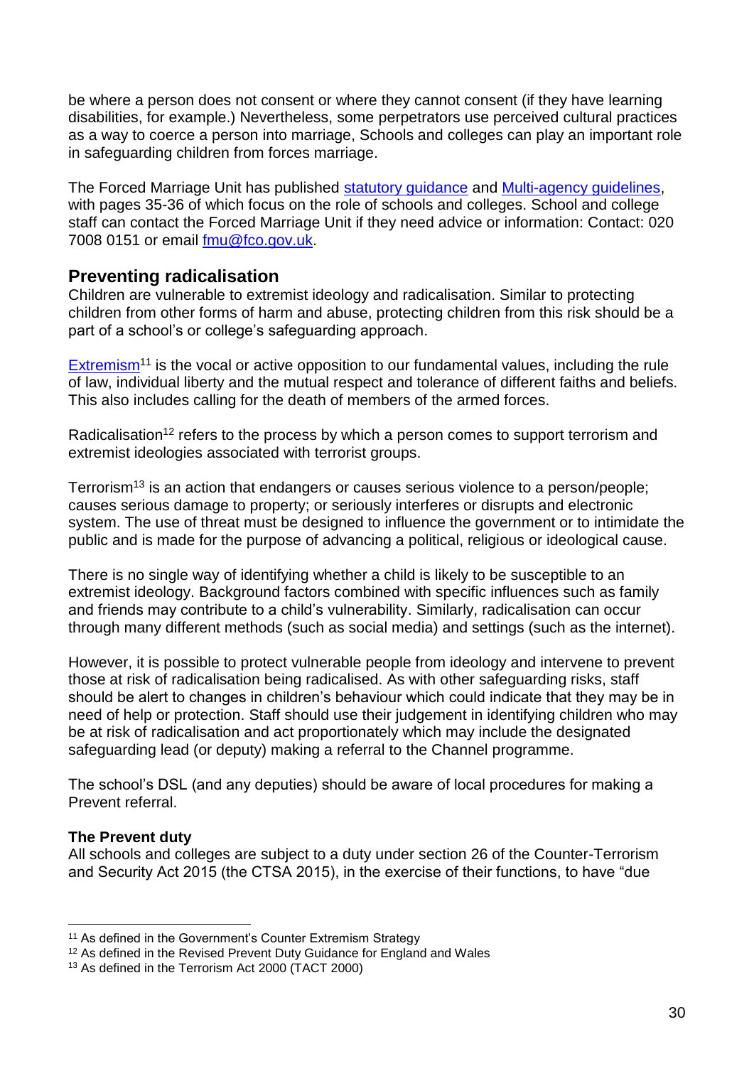be where a person does not consent or where they cannot consent (if they have learning disabilities, for example.) Nevertheless, some perpetrators use perceived cultural practices as a way to coerce a person into marriage, Schools and colleges can play an important role in safeguarding children from forces marriage.

The Forced Marriage Unit has published [statutory guidance](#) and [Multi-agency guidelines](#), with pages 35-36 of which focus on the role of schools and colleges. School and college staff can contact the Forced Marriage Unit if they need advice or information: Contact: 020 7008 0151 or email [fmu@fco.gov.uk](mailto:fmu@fco.gov.uk).

## Preventing radicalisation

Children are vulnerable to extremist ideology and radicalisation. Similar to protecting children from other forms of harm and abuse, protecting children from this risk should be a part of a school's or college's safeguarding approach.

[Extremism](#)[11] is the vocal or active opposition to our fundamental values, including the rule of law, individual liberty and the mutual respect and tolerance of different faiths and beliefs. This also includes calling for the death of members of the armed forces.

Radicalisation[12] refers to the process by which a person comes to support terrorism and extremist ideologies associated with terrorist groups.

Terrorism[13] is an action that endangers or causes serious violence to a person/people; causes serious damage to property; or seriously interferes or disrupts and electronic system. The use of threat must be designed to influence the government or to intimidate the public and is made for the purpose of advancing a political, religious or ideological cause.

There is no single way of identifying whether a child is likely to be susceptible to an extremist ideology. Background factors combined with specific influences such as family and friends may contribute to a child's vulnerability. Similarly, radicalisation can occur through many different methods (such as social media) and settings (such as the internet).

However, it is possible to protect vulnerable people from ideology and intervene to prevent those at risk of radicalisation being radicalised. As with other safeguarding risks, staff should be alert to changes in children's behaviour which could indicate that they may be in need of help or protection. Staff should use their judgement in identifying children who may be at risk of radicalisation and act proportionately which may include the designated safeguarding lead (or deputy) making a referral to the Channel programme.

The school's DSL (and any deputies) should be aware of local procedures for making a Prevent referral.

**The Prevent duty**

All schools and colleges are subject to a duty under section 26 of the Counter-Terrorism and Security Act 2015 (the CTSA 2015), in the exercise of their functions, to have "due

---

[11] As defined in the Government's Counter Extremism Strategy

[12] As defined in the Revised Prevent Duty Guidance for England and Wales

[13] As defined in the Terrorism Act 2000 (TACT 2000)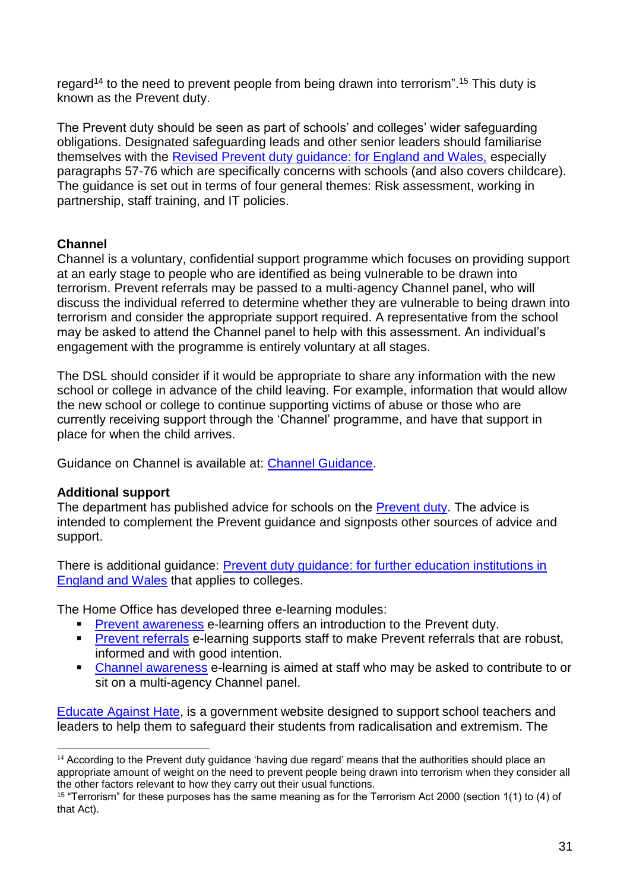regard[14] to the need to prevent people from being drawn into terrorism".[15] This duty is known as the Prevent duty.

The Prevent duty should be seen as part of schools' and colleges' wider safeguarding obligations. Designated safeguarding leads and other senior leaders should familiarise themselves with the [Revised Prevent duty guidance: for England and Wales,]() especially paragraphs 57-76 which are specifically concerns with schools (and also covers childcare). The guidance is set out in terms of four general themes: Risk assessment, working in partnership, staff training, and IT policies.

### Channel

Channel is a voluntary, confidential support programme which focuses on providing support at an early stage to people who are identified as being vulnerable to be drawn into terrorism. Prevent referrals may be passed to a multi-agency Channel panel, who will discuss the individual referred to determine whether they are vulnerable to being drawn into terrorism and consider the appropriate support required. A representative from the school may be asked to attend the Channel panel to help with this assessment. An individual's engagement with the programme is entirely voluntary at all stages.

The DSL should consider if it would be appropriate to share any information with the new school or college in advance of the child leaving. For example, information that would allow the new school or college to continue supporting victims of abuse or those who are currently receiving support through the 'Channel' programme, and have that support in place for when the child arrives.

Guidance on Channel is available at: [Channel Guidance]().

### Additional support

The department has published advice for schools on the [Prevent duty](). The advice is intended to complement the Prevent guidance and signposts other sources of advice and support.

There is additional guidance: [Prevent duty guidance: for further education institutions in England and Wales]() that applies to colleges.

The Home Office has developed three e-learning modules:

- [Prevent awareness]() e-learning offers an introduction to the Prevent duty.
- [Prevent referrals]() e-learning supports staff to make Prevent referrals that are robust, informed and with good intention.
- [Channel awareness]() e-learning is aimed at staff who may be asked to contribute to or sit on a multi-agency Channel panel.

[Educate Against Hate](), is a government website designed to support school teachers and leaders to help them to safeguard their students from radicalisation and extremism. The

---

[14] According to the Prevent duty guidance 'having due regard' means that the authorities should place an appropriate amount of weight on the need to prevent people being drawn into terrorism when they consider all the other factors relevant to how they carry out their usual functions.

[15] "Terrorism" for these purposes has the same meaning as for the Terrorism Act 2000 (section 1(1) to (4) of that Act).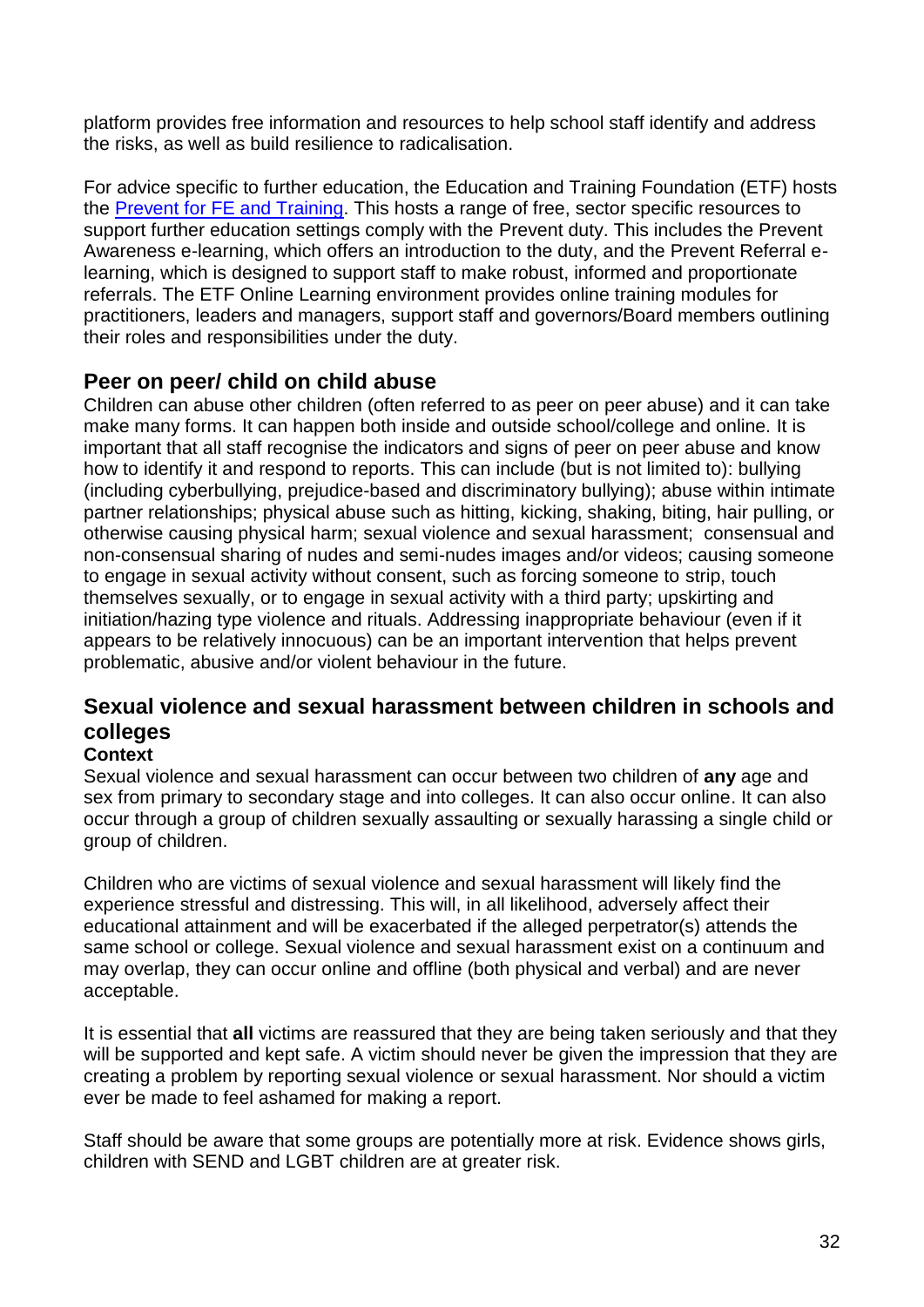platform provides free information and resources to help school staff identify and address the risks, as well as build resilience to radicalisation.

For advice specific to further education, the Education and Training Foundation (ETF) hosts the [Prevent for FE and Training](). This hosts a range of free, sector specific resources to support further education settings comply with the Prevent duty. This includes the Prevent Awareness e-learning, which offers an introduction to the duty, and the Prevent Referral e-learning, which is designed to support staff to make robust, informed and proportionate referrals. The ETF Online Learning environment provides online training modules for practitioners, leaders and managers, support staff and governors/Board members outlining their roles and responsibilities under the duty.

## Peer on peer/ child on child abuse

Children can abuse other children (often referred to as peer on peer abuse) and it can take make many forms. It can happen both inside and outside school/college and online. It is important that all staff recognise the indicators and signs of peer on peer abuse and know how to identify it and respond to reports. This can include (but is not limited to): bullying (including cyberbullying, prejudice-based and discriminatory bullying); abuse within intimate partner relationships; physical abuse such as hitting, kicking, shaking, biting, hair pulling, or otherwise causing physical harm; sexual violence and sexual harassment; consensual and non-consensual sharing of nudes and semi-nudes images and/or videos; causing someone to engage in sexual activity without consent, such as forcing someone to strip, touch themselves sexually, or to engage in sexual activity with a third party; upskirting and initiation/hazing type violence and rituals. Addressing inappropriate behaviour (even if it appears to be relatively innocuous) can be an important intervention that helps prevent problematic, abusive and/or violent behaviour in the future.

## Sexual violence and sexual harassment between children in schools and colleges

**Context**

Sexual violence and sexual harassment can occur between two children of **any** age and sex from primary to secondary stage and into colleges. It can also occur online. It can also occur through a group of children sexually assaulting or sexually harassing a single child or group of children.

Children who are victims of sexual violence and sexual harassment will likely find the experience stressful and distressing. This will, in all likelihood, adversely affect their educational attainment and will be exacerbated if the alleged perpetrator(s) attends the same school or college. Sexual violence and sexual harassment exist on a continuum and may overlap, they can occur online and offline (both physical and verbal) and are never acceptable.

It is essential that **all** victims are reassured that they are being taken seriously and that they will be supported and kept safe. A victim should never be given the impression that they are creating a problem by reporting sexual violence or sexual harassment. Nor should a victim ever be made to feel ashamed for making a report.

Staff should be aware that some groups are potentially more at risk. Evidence shows girls, children with SEND and LGBT children are at greater risk.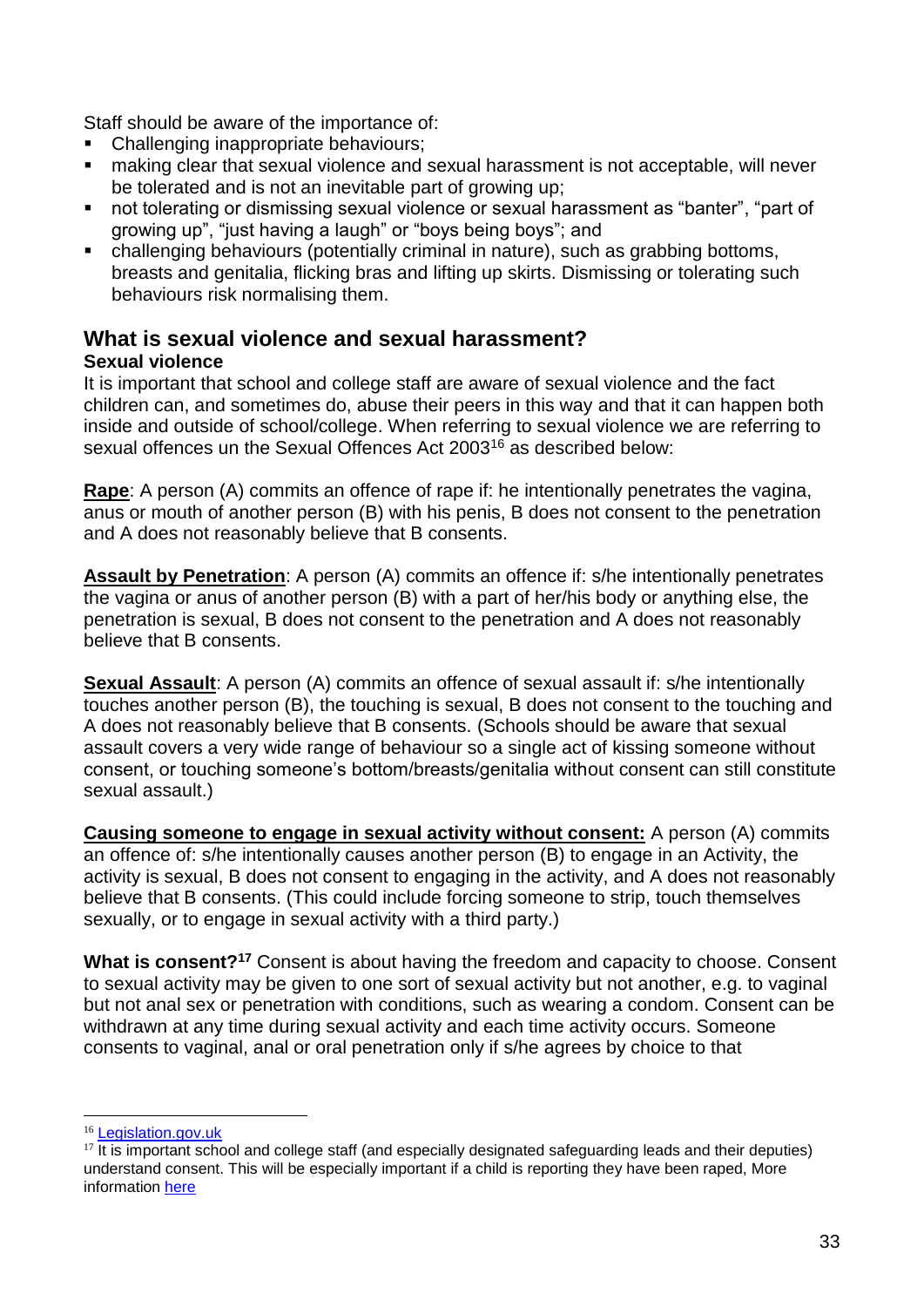Staff should be aware of the importance of:

- Challenging inappropriate behaviours;
- making clear that sexual violence and sexual harassment is not acceptable, will never be tolerated and is not an inevitable part of growing up;
- not tolerating or dismissing sexual violence or sexual harassment as "banter", "part of growing up", "just having a laugh" or "boys being boys"; and
- challenging behaviours (potentially criminal in nature), such as grabbing bottoms, breasts and genitalia, flicking bras and lifting up skirts. Dismissing or tolerating such behaviours risk normalising them.

## What is sexual violence and sexual harassment?

### Sexual violence

It is important that school and college staff are aware of sexual violence and the fact children can, and sometimes do, abuse their peers in this way and that it can happen both inside and outside of school/college. When referring to sexual violence we are referring to sexual offences un the Sexual Offences Act 2003[16] as described below:

**Rape**: A person (A) commits an offence of rape if: he intentionally penetrates the vagina, anus or mouth of another person (B) with his penis, B does not consent to the penetration and A does not reasonably believe that B consents.

**Assault by Penetration**: A person (A) commits an offence if: s/he intentionally penetrates the vagina or anus of another person (B) with a part of her/his body or anything else, the penetration is sexual, B does not consent to the penetration and A does not reasonably believe that B consents.

**Sexual Assault**: A person (A) commits an offence of sexual assault if: s/he intentionally touches another person (B), the touching is sexual, B does not consent to the touching and A does not reasonably believe that B consents. (Schools should be aware that sexual assault covers a very wide range of behaviour so a single act of kissing someone without consent, or touching someone's bottom/breasts/genitalia without consent can still constitute sexual assault.)

**Causing someone to engage in sexual activity without consent:** A person (A) commits an offence of: s/he intentionally causes another person (B) to engage in an Activity, the activity is sexual, B does not consent to engaging in the activity, and A does not reasonably believe that B consents. (This could include forcing someone to strip, touch themselves sexually, or to engage in sexual activity with a third party.)

**What is consent?[17]** Consent is about having the freedom and capacity to choose. Consent to sexual activity may be given to one sort of sexual activity but not another, e.g. to vaginal but not anal sex or penetration with conditions, such as wearing a condom. Consent can be withdrawn at any time during sexual activity and each time activity occurs. Someone consents to vaginal, anal or oral penetration only if s/he agrees by choice to that

---

[16] Legislation.gov.uk

[17] It is important school and college staff (and especially designated safeguarding leads and their deputies) understand consent. This will be especially important if a child is reporting they have been raped, More information here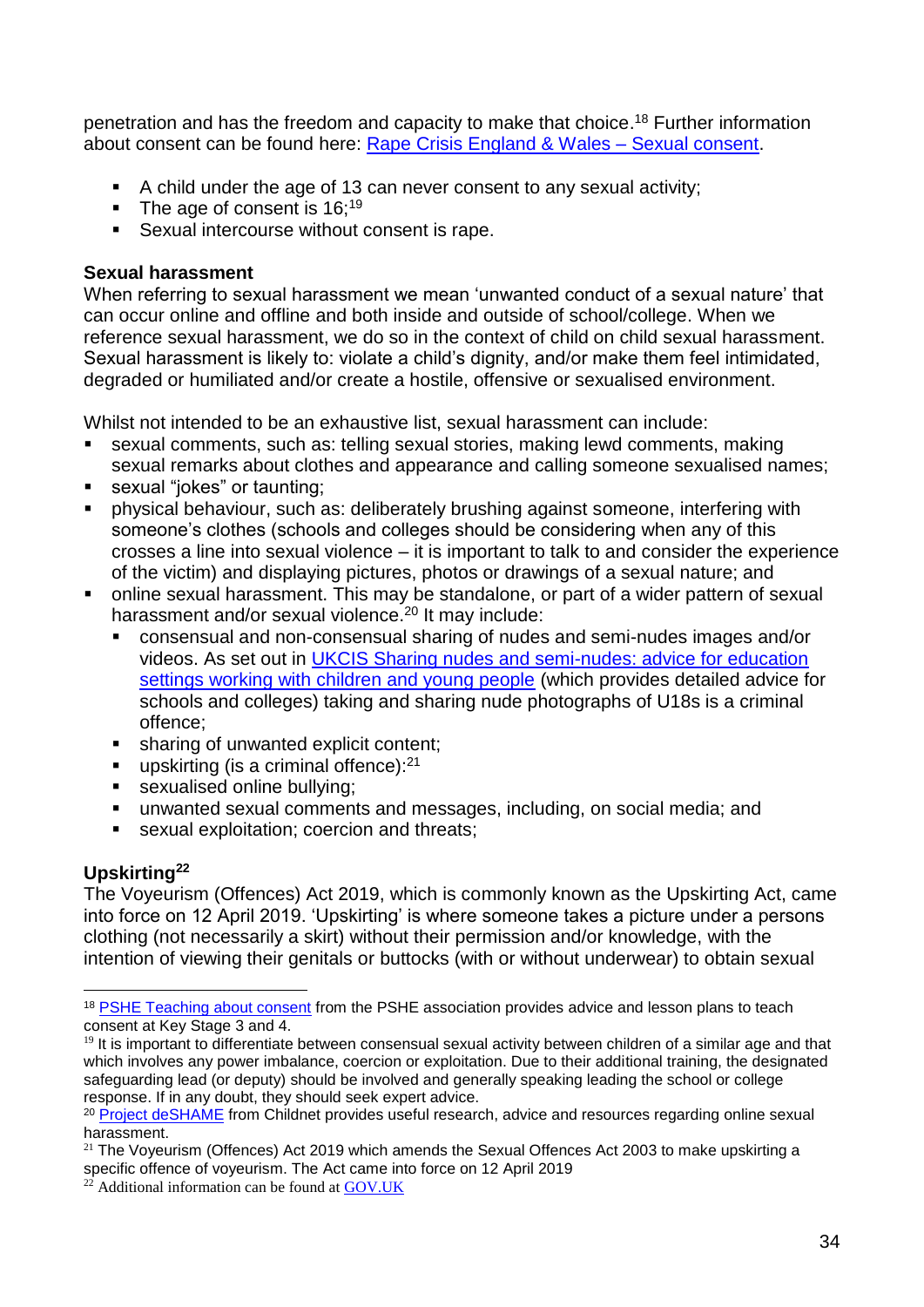penetration and has the freedom and capacity to make that choice.[18] Further information about consent can be found here: [Rape Crisis England & Wales – Sexual consent](#).

- A child under the age of 13 can never consent to any sexual activity;
- The age of consent is 16;[19]
- Sexual intercourse without consent is rape.

**Sexual harassment**

When referring to sexual harassment we mean 'unwanted conduct of a sexual nature' that can occur online and offline and both inside and outside of school/college. When we reference sexual harassment, we do so in the context of child on child sexual harassment. Sexual harassment is likely to: violate a child's dignity, and/or make them feel intimidated, degraded or humiliated and/or create a hostile, offensive or sexualised environment.

Whilst not intended to be an exhaustive list, sexual harassment can include:

- sexual comments, such as: telling sexual stories, making lewd comments, making sexual remarks about clothes and appearance and calling someone sexualised names;
- sexual "jokes" or taunting;
- physical behaviour, such as: deliberately brushing against someone, interfering with someone's clothes (schools and colleges should be considering when any of this crosses a line into sexual violence – it is important to talk to and consider the experience of the victim) and displaying pictures, photos or drawings of a sexual nature; and
- online sexual harassment. This may be standalone, or part of a wider pattern of sexual harassment and/or sexual violence.[20] It may include:
  - consensual and non-consensual sharing of nudes and semi-nudes images and/or videos. As set out in [UKCIS Sharing nudes and semi-nudes: advice for education settings working with children and young people](#) (which provides detailed advice for schools and colleges) taking and sharing nude photographs of U18s is a criminal offence;
  - sharing of unwanted explicit content;
  - upskirting (is a criminal offence):[21]
  - sexualised online bullying;
  - unwanted sexual comments and messages, including, on social media; and
  - sexual exploitation; coercion and threats;

**Upskirting[22]**

The Voyeurism (Offences) Act 2019, which is commonly known as the Upskirting Act, came into force on 12 April 2019. 'Upskirting' is where someone takes a picture under a persons clothing (not necessarily a skirt) without their permission and/or knowledge, with the intention of viewing their genitals or buttocks (with or without underwear) to obtain sexual

---

[18] [PSHE Teaching about consent](#) from the PSHE association provides advice and lesson plans to teach consent at Key Stage 3 and 4.

[19] It is important to differentiate between consensual sexual activity between children of a similar age and that which involves any power imbalance, coercion or exploitation. Due to their additional training, the designated safeguarding lead (or deputy) should be involved and generally speaking leading the school or college response. If in any doubt, they should seek expert advice.

[20] [Project deSHAME](#) from Childnet provides useful research, advice and resources regarding online sexual harassment.

[21] The Voyeurism (Offences) Act 2019 which amends the Sexual Offences Act 2003 to make upskirting a specific offence of voyeurism. The Act came into force on 12 April 2019

[22] Additional information can be found at [GOV.UK](#)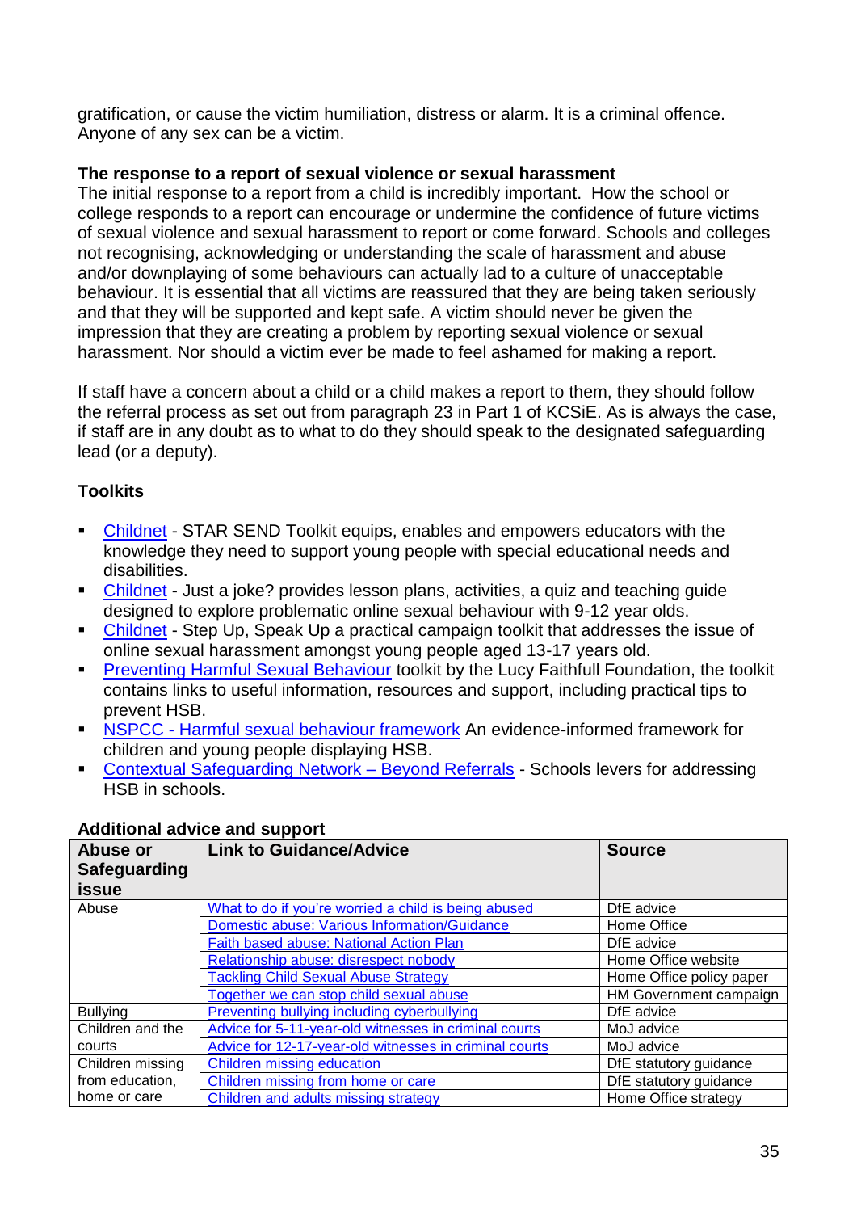gratification, or cause the victim humiliation, distress or alarm. It is a criminal offence. Anyone of any sex can be a victim.

**The response to a report of sexual violence or sexual harassment**

The initial response to a report from a child is incredibly important. How the school or college responds to a report can encourage or undermine the confidence of future victims of sexual violence and sexual harassment to report or come forward. Schools and colleges not recognising, acknowledging or understanding the scale of harassment and abuse and/or downplaying of some behaviours can actually lad to a culture of unacceptable behaviour. It is essential that all victims are reassured that they are being taken seriously and that they will be supported and kept safe. A victim should never be given the impression that they are creating a problem by reporting sexual violence or sexual harassment. Nor should a victim ever be made to feel ashamed for making a report.

If staff have a concern about a child or a child makes a report to them, they should follow the referral process as set out from paragraph 23 in Part 1 of KCSiE. As is always the case, if staff are in any doubt as to what to do they should speak to the designated safeguarding lead (or a deputy).

**Toolkits**

- Childnet - STAR SEND Toolkit equips, enables and empowers educators with the knowledge they need to support young people with special educational needs and disabilities.
- Childnet - Just a joke? provides lesson plans, activities, a quiz and teaching guide designed to explore problematic online sexual behaviour with 9-12 year olds.
- Childnet - Step Up, Speak Up a practical campaign toolkit that addresses the issue of online sexual harassment amongst young people aged 13-17 years old.
- Preventing Harmful Sexual Behaviour toolkit by the Lucy Faithfull Foundation, the toolkit contains links to useful information, resources and support, including practical tips to prevent HSB.
- NSPCC - Harmful sexual behaviour framework An evidence-informed framework for children and young people displaying HSB.
- Contextual Safeguarding Network – Beyond Referrals - Schools levers for addressing HSB in schools.

**Additional advice and support**

| Abuse or Safeguarding issue | Link to Guidance/Advice | Source |
|---|---|---|
| Abuse | What to do if you're worried a child is being abused | DfE advice |
| | Domestic abuse: Various Information/Guidance | Home Office |
| | Faith based abuse: National Action Plan | DfE advice |
| | Relationship abuse: disrespect nobody | Home Office website |
| | Tackling Child Sexual Abuse Strategy | Home Office policy paper |
| | Together we can stop child sexual abuse | HM Government campaign |
| Bullying | Preventing bullying including cyberbullying | DfE advice |
| Children and the courts | Advice for 5-11-year-old witnesses in criminal courts | MoJ advice |
| | Advice for 12-17-year-old witnesses in criminal courts | MoJ advice |
| Children missing from education, home or care | Children missing education | DfE statutory guidance |
| | Children missing from home or care | DfE statutory guidance |
| | Children and adults missing strategy | Home Office strategy |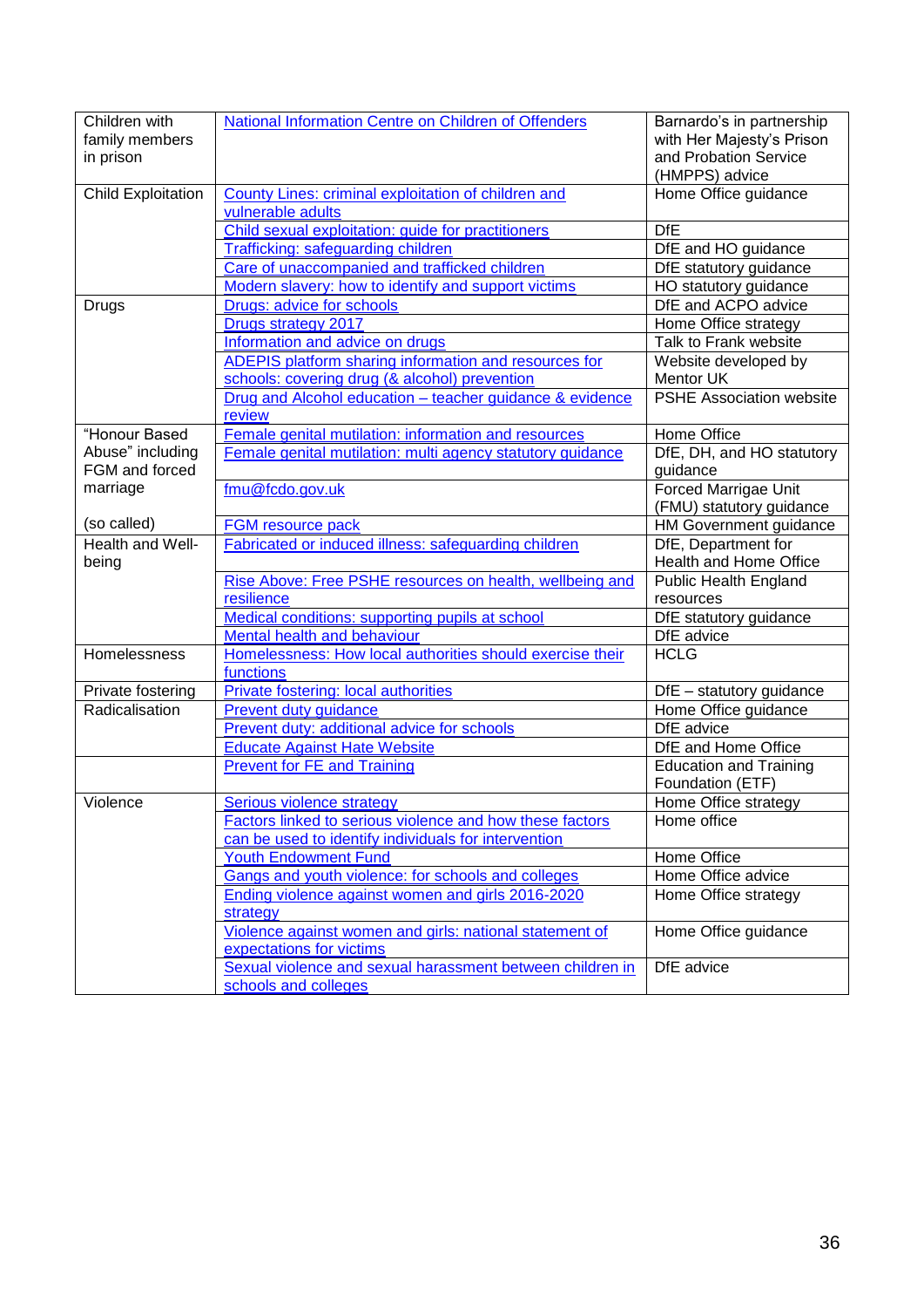| | | |
|---|---|---|
| Children with family members in prison | National Information Centre on Children of Offenders | Barnardo's in partnership with Her Majesty's Prison and Probation Service (HMPPS) advice |
| Child Exploitation | County Lines: criminal exploitation of children and vulnerable adults | Home Office guidance |
| | Child sexual exploitation: guide for practitioners | DfE |
| | Trafficking: safeguarding children | DfE and HO guidance |
| | Care of unaccompanied and trafficked children | DfE statutory guidance |
| | Modern slavery: how to identify and support victims | HO statutory guidance |
| Drugs | Drugs: advice for schools | DfE and ACPO advice |
| | Drugs strategy 2017 | Home Office strategy |
| | Information and advice on drugs | Talk to Frank website |
| | ADEPIS platform sharing information and resources for schools: covering drug (& alcohol) prevention | Website developed by Mentor UK |
| | Drug and Alcohol education – teacher guidance & evidence review | PSHE Association website |
| "Honour Based Abuse" including FGM and forced marriage (so called) | Female genital mutilation: information and resources | Home Office |
| | Female genital mutilation: multi agency statutory guidance | DfE, DH, and HO statutory guidance |
| | fmu@fcdo.gov.uk | Forced Marrigae Unit (FMU) statutory guidance |
| | FGM resource pack | HM Government guidance |
| Health and Well-being | Fabricated or induced illness: safeguarding children | DfE, Department for Health and Home Office |
| | Rise Above: Free PSHE resources on health, wellbeing and resilience | Public Health England resources |
| | Medical conditions: supporting pupils at school | DfE statutory guidance |
| | Mental health and behaviour | DfE advice |
| Homelessness | Homelessness: How local authorities should exercise their functions | HCLG |
| Private fostering | Private fostering: local authorities | DfE – statutory guidance |
| Radicalisation | Prevent duty guidance | Home Office guidance |
| | Prevent duty: additional advice for schools | DfE advice |
| | Educate Against Hate Website | DfE and Home Office |
| | Prevent for FE and Training | Education and Training Foundation (ETF) |
| Violence | Serious violence strategy | Home Office strategy |
| | Factors linked to serious violence and how these factors can be used to identify individuals for intervention | Home office |
| | Youth Endowment Fund | Home Office |
| | Gangs and youth violence: for schools and colleges | Home Office advice |
| | Ending violence against women and girls 2016-2020 strategy | Home Office strategy |
| | Violence against women and girls: national statement of expectations for victims | Home Office guidance |
| | Sexual violence and sexual harassment between children in schools and colleges | DfE advice |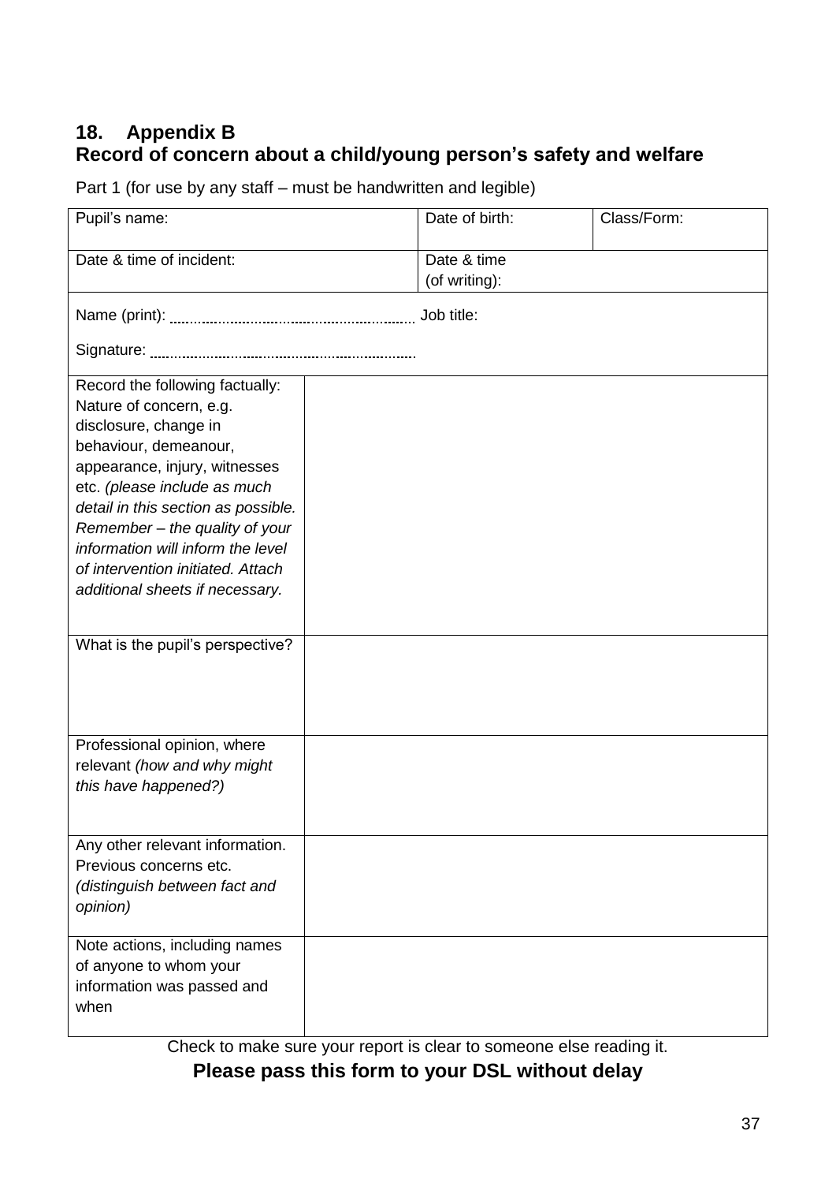## 18. Appendix B
## Record of concern about a child/young person's safety and welfare

Part 1 (for use by any staff – must be handwritten and legible)

| Pupil's name: | | Date of birth: | Class/Form: |
|---|---|---|---|
| Date & time of incident: | | Date & time (of writing): | |
| Name (print): .................................................... Job title:<br><br>Signature: .................................................... | | | |
| Record the following factually: Nature of concern, e.g. disclosure, change in behaviour, demeanour, appearance, injury, witnesses etc. *(please include as much detail in this section as possible. Remember – the quality of your information will inform the level of intervention initiated. Attach additional sheets if necessary.* | | | |
| What is the pupil's perspective? | | | |
| Professional opinion, where relevant *(how and why might this have happened?)* | | | |
| Any other relevant information. Previous concerns etc. *(distinguish between fact and opinion)* | | | |
| Note actions, including names of anyone to whom your information was passed and when | | | |

Check to make sure your report is clear to someone else reading it.

**Please pass this form to your DSL without delay**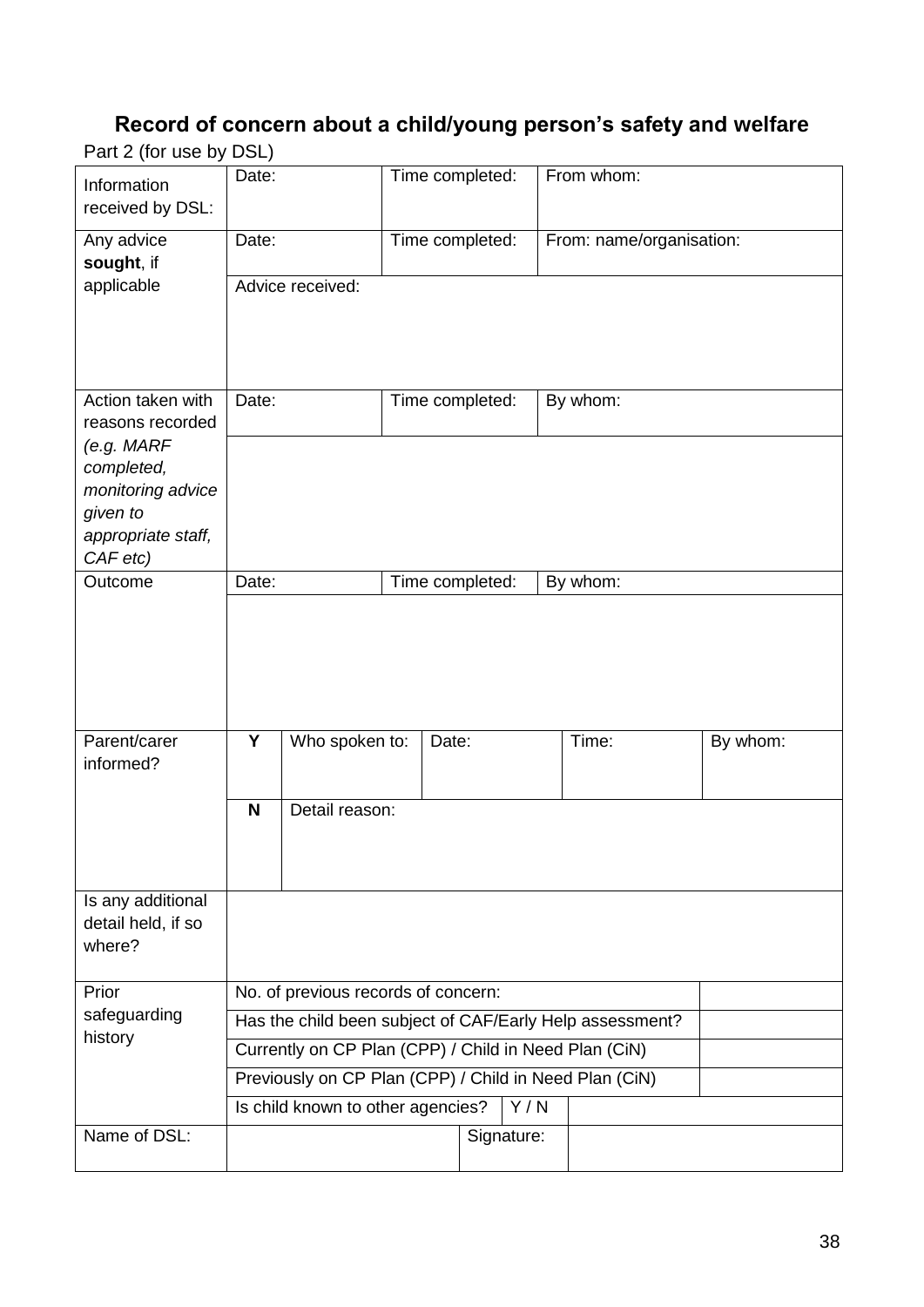## Record of concern about a child/young person's safety and welfare

Part 2 (for use by DSL)

| | | | | | | |
|---|---|---|---|---|---|---|
| Information received by DSL: | Date: | | Time completed: | | From whom: | |
| Any advice **sought**, if applicable | Date: | | Time completed: | | From: name/organisation: | |
| | Advice received: | | | | | |
| Action taken with reasons recorded *(e.g. MARF completed, monitoring advice given to appropriate staff, CAF etc)* | Date: | | Time completed: | | By whom: | |
| | | | | | | |
| Outcome | Date: | | Time completed: | | By whom: | |
| | | | | | | |
| Parent/carer informed? | **Y** | Who spoken to: | Date: | | Time: | By whom: |
| | **N** | Detail reason: | | | | |
| Is any additional detail held, if so where? | | | | | | |
| Prior safeguarding history | No. of previous records of concern: | | | | | |
| | Has the child been subject of CAF/Early Help assessment? | | | | | |
| | Currently on CP Plan (CPP) / Child in Need Plan (CiN) | | | | | |
| | Previously on CP Plan (CPP) / Child in Need Plan (CiN) | | | | | |
| | Is child known to other agencies? | | | Y / N | | |
| Name of DSL: | | | | Signature: | | |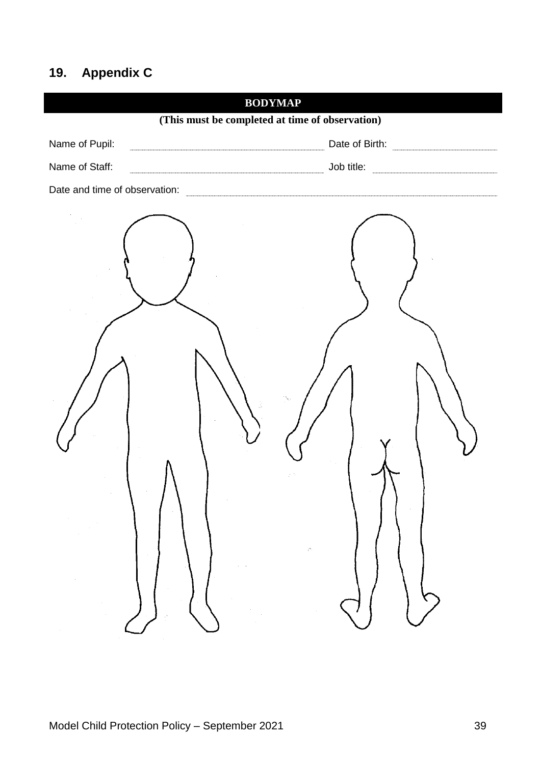## 19. Appendix C

**BODYMAP**

**(This must be completed at time of observation)**

Name of Pupil: .................................................... Date of Birth: ....................................

Name of Staff: .................................................... Job title: ....................................

Date and time of observation: ....................................................................................................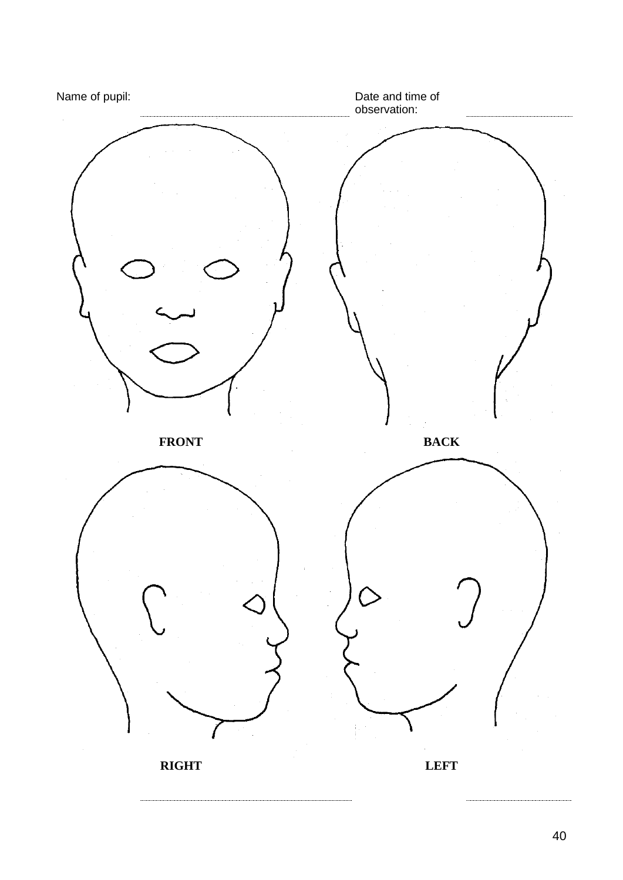Name of pupil: ..............................................

Date and time of observation: ..............................

FRONT

BACK

RIGHT

LEFT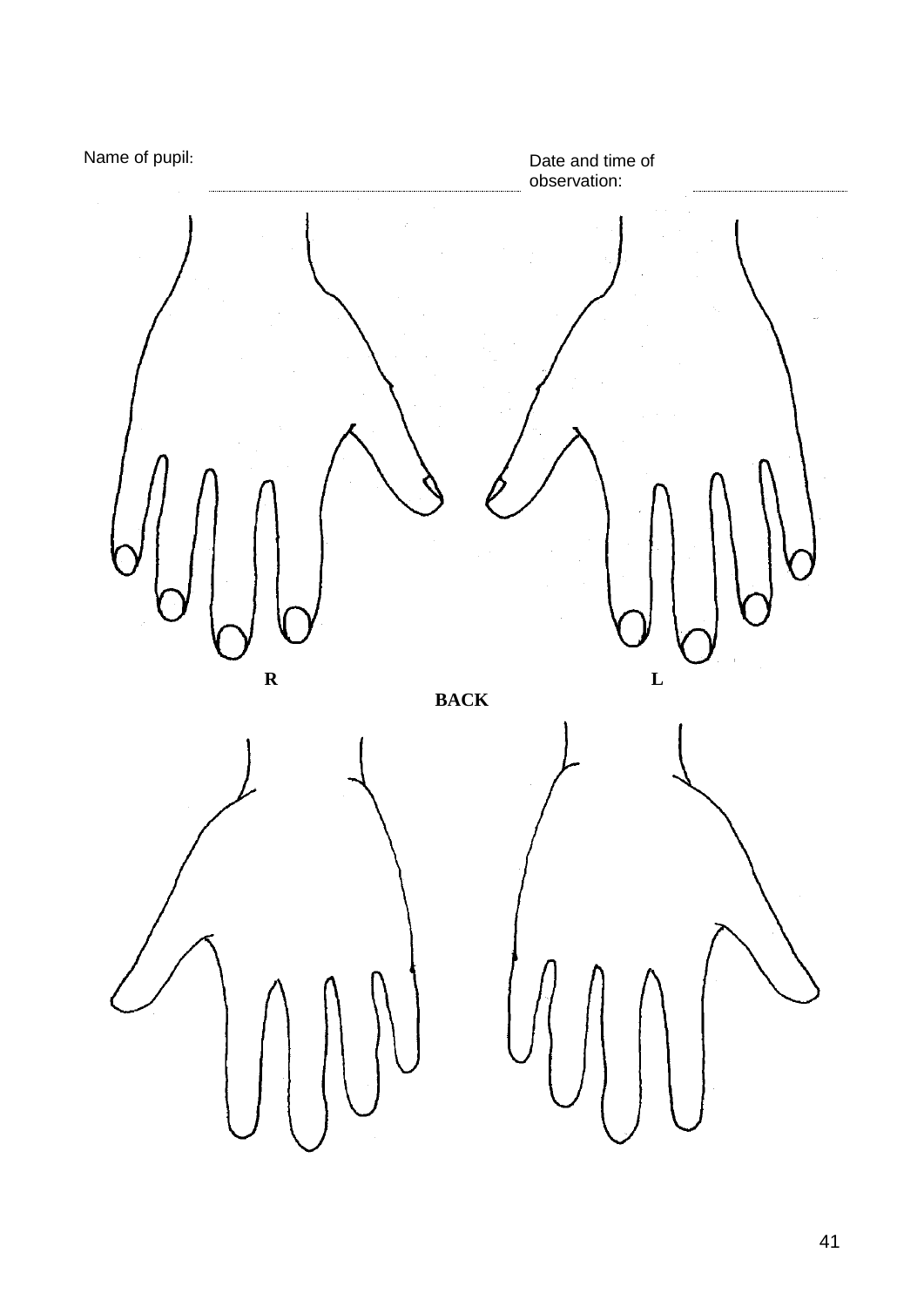Name of pupil: ........................................................ Date and time of observation: ..............................

R

L

BACK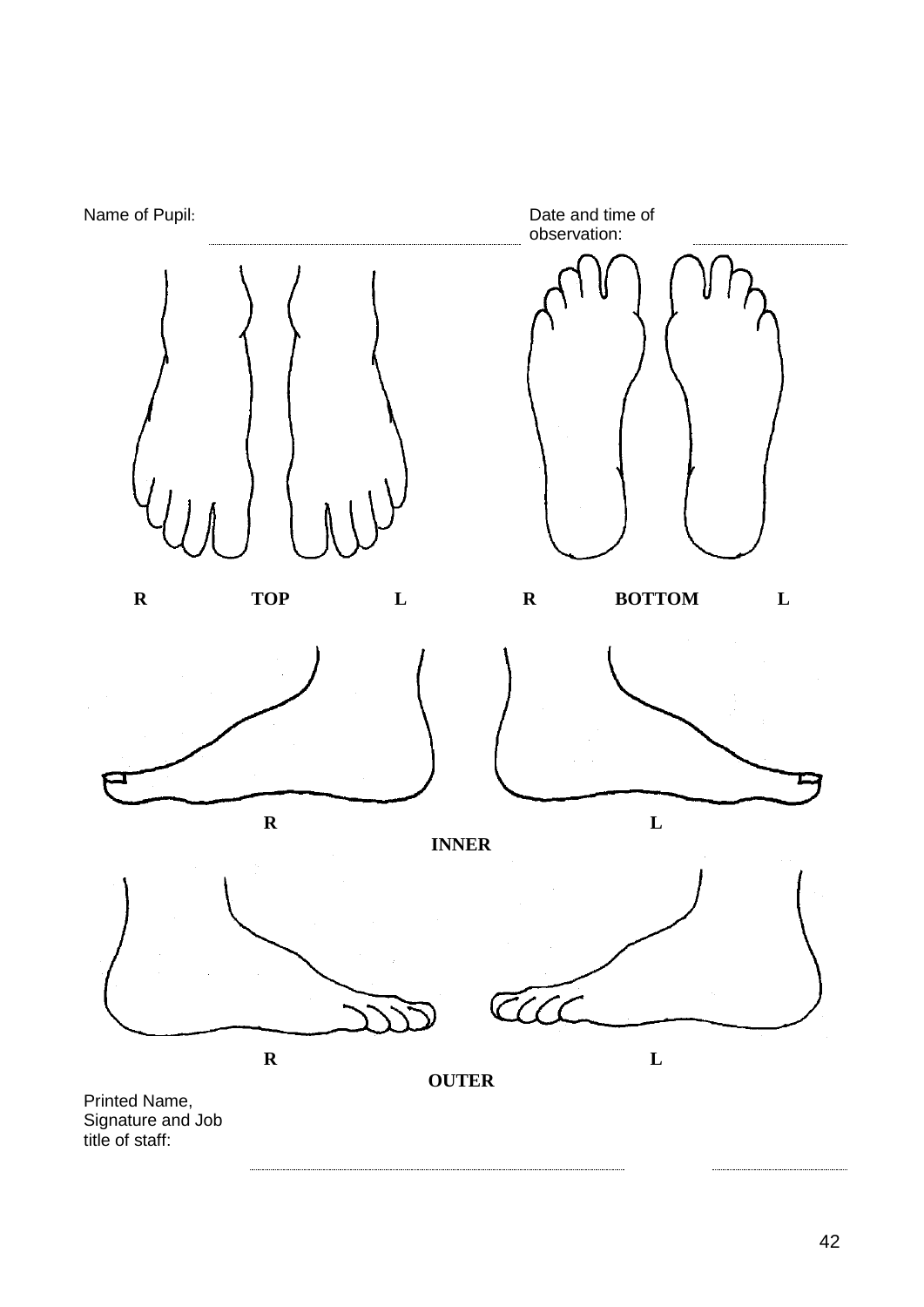Name of Pupil: ..........................................................  Date and time of observation: ..............................

R TOP L

R BOTTOM L

R L

INNER

R L

OUTER

Printed Name, Signature and Job title of staff: .......................................................... ..............................